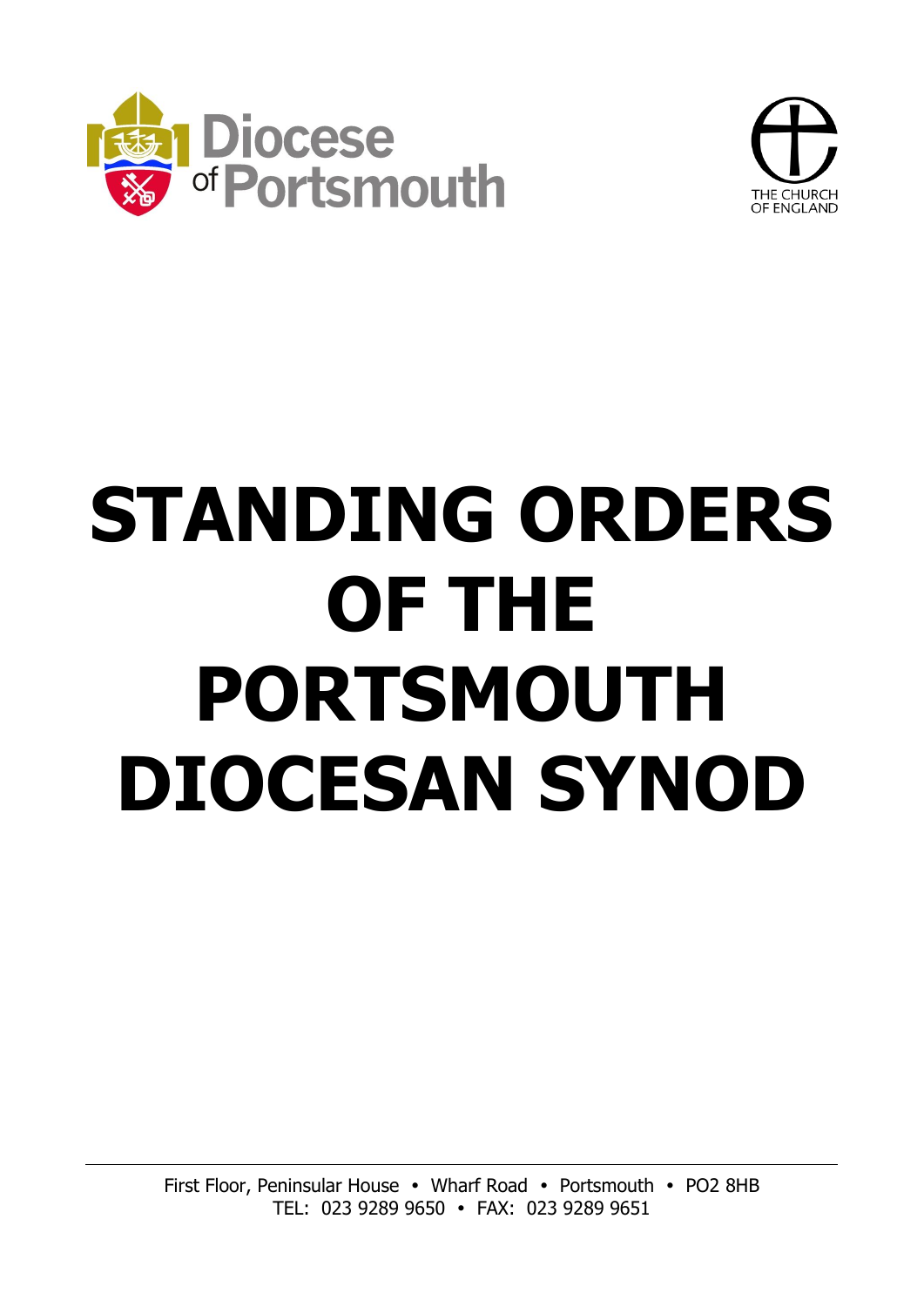Diocese of Portsmouth

THE CHURCH OF ENGLAND

# STANDING ORDERS OF THE PORTSMOUTH DIOCESAN SYNOD

First Floor, Peninsular House • Wharf Road • Portsmouth • PO2 8HB
TEL: 023 9289 9650 • FAX: 023 9289 9651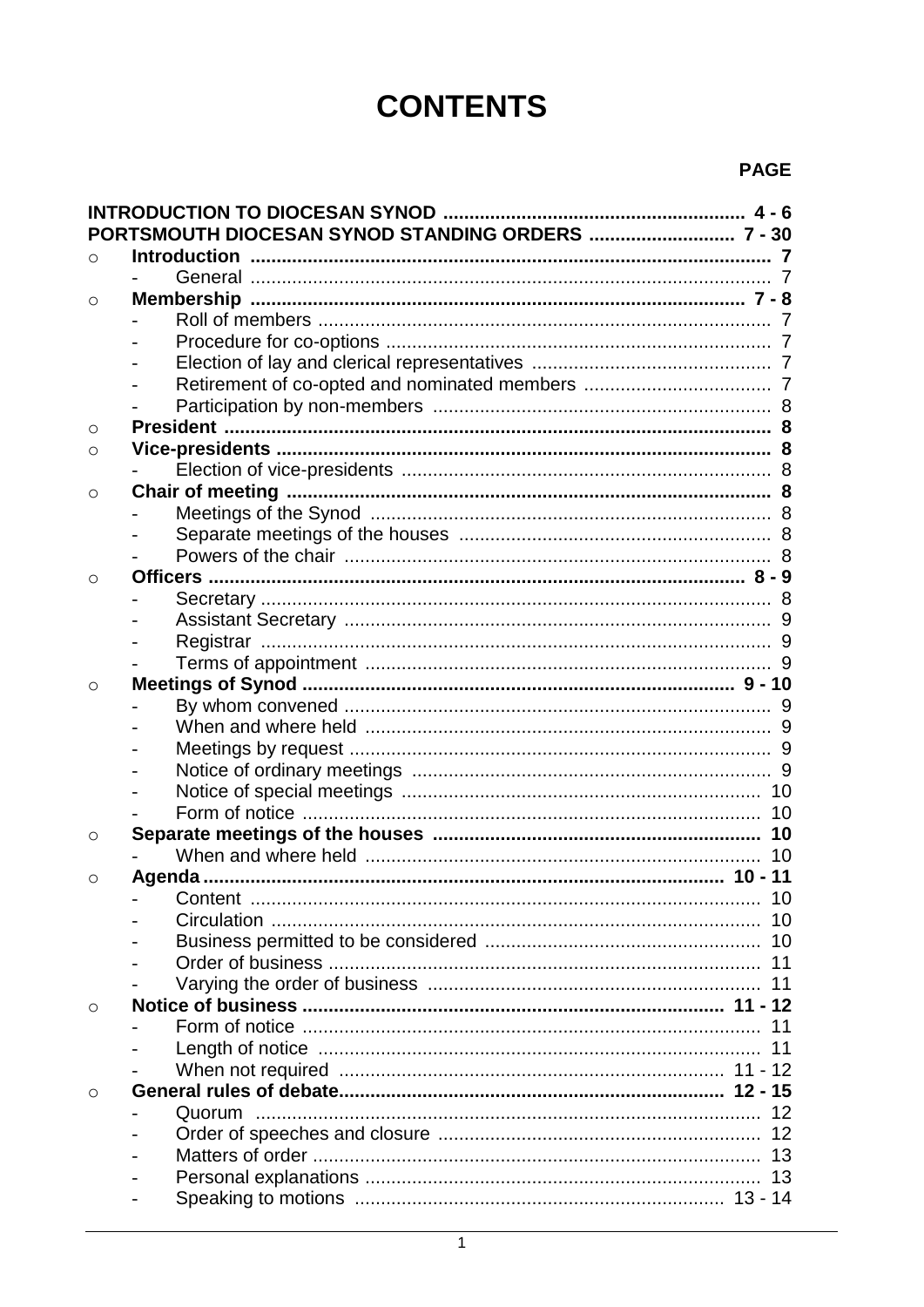# CONTENTS

| | | PAGE |
|---|---|---|
| **INTRODUCTION TO DIOCESAN SYNOD** | | **4 - 6** |
| **PORTSMOUTH DIOCESAN SYNOD STANDING ORDERS** | | **7 - 30** |
| o | **Introduction** | **7** |
| | - General | 7 |
| o | **Membership** | **7 - 8** |
| | - Roll of members | 7 |
| | - Procedure for co-options | 7 |
| | - Election of lay and clerical representatives | 7 |
| | - Retirement of co-opted and nominated members | 7 |
| | - Participation by non-members | 8 |
| o | **President** | **8** |
| o | **Vice-presidents** | **8** |
| | - Election of vice-presidents | 8 |
| o | **Chair of meeting** | **8** |
| | - Meetings of the Synod | 8 |
| | - Separate meetings of the houses | 8 |
| | - Powers of the chair | 8 |
| o | **Officers** | **8 - 9** |
| | - Secretary | 8 |
| | - Assistant Secretary | 9 |
| | - Registrar | 9 |
| | - Terms of appointment | 9 |
| o | **Meetings of Synod** | **9 - 10** |
| | - By whom convened | 9 |
| | - When and where held | 9 |
| | - Meetings by request | 9 |
| | - Notice of ordinary meetings | 9 |
| | - Notice of special meetings | 10 |
| | - Form of notice | 10 |
| o | **Separate meetings of the houses** | **10** |
| | - When and where held | 10 |
| o | **Agenda** | **10 - 11** |
| | - Content | 10 |
| | - Circulation | 10 |
| | - Business permitted to be considered | 10 |
| | - Order of business | 11 |
| | - Varying the order of business | 11 |
| o | **Notice of business** | **11 - 12** |
| | - Form of notice | 11 |
| | - Length of notice | 11 |
| | - When not required | 11 - 12 |
| o | **General rules of debate** | **12 - 15** |
| | - Quorum | 12 |
| | - Order of speeches and closure | 12 |
| | - Matters of order | 13 |
| | - Personal explanations | 13 |
| | - Speaking to motions | 13 - 14 |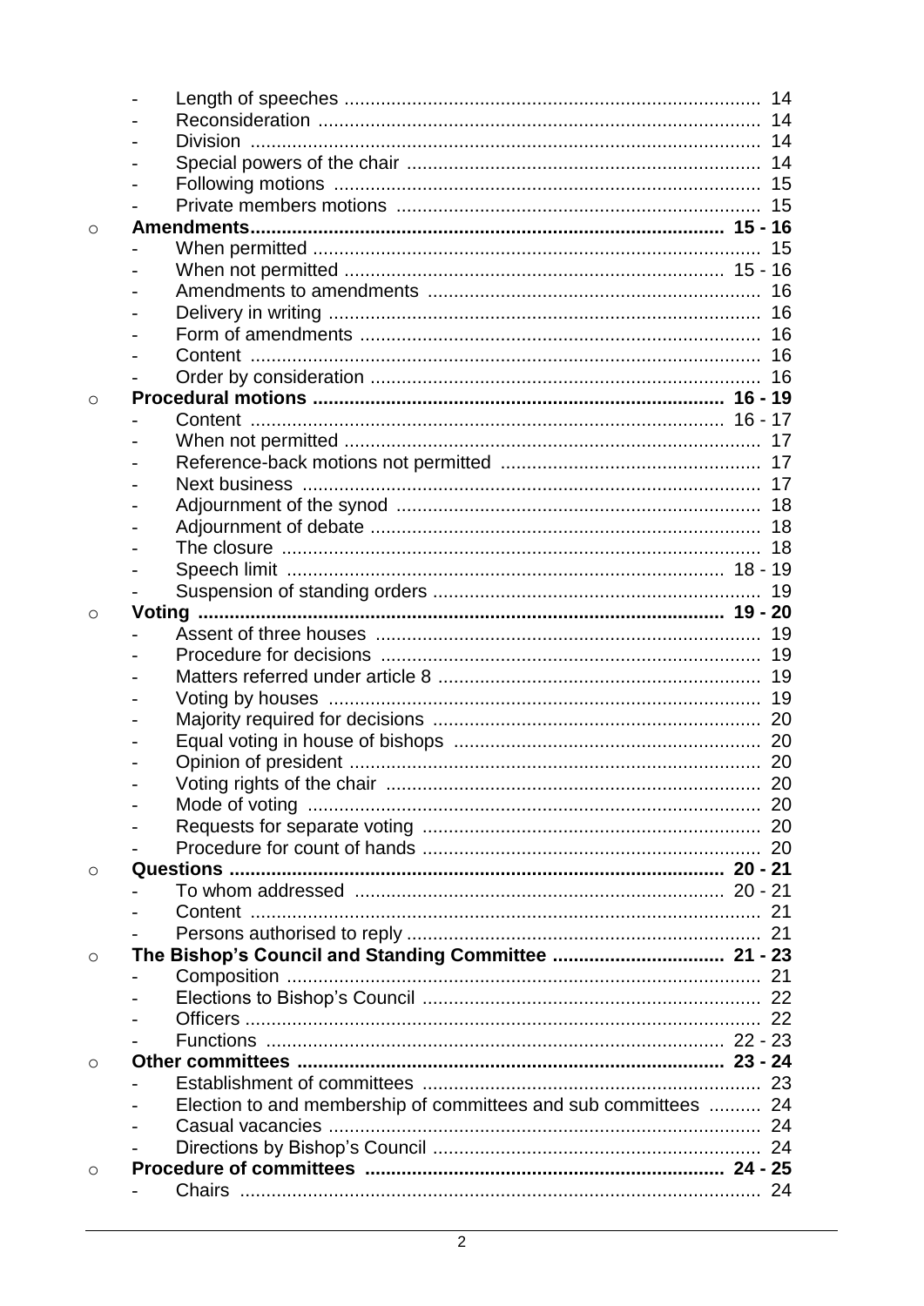- Length of speeches ........................................................................ 14
- Reconsideration ............................................................................. 14
- Division ......................................................................................... 14
- Special powers of the chair ........................................................... 14
- Following motions ......................................................................... 15
- Private members motions .............................................................. 15

- **Amendments............................................................................................ 15 - 16**
  - When permitted ............................................................................. 15
  - When not permitted ....................................................................... 15 - 16
  - Amendments to amendments ....................................................... 16
  - Delivery in writing .......................................................................... 16
  - Form of amendments .................................................................... 16
  - Content ......................................................................................... 16
  - Order by consideration .................................................................. 16
- **Procedural motions ................................................................................ 16 - 19**
  - Content .......................................................................................... 16 - 17
  - When not permitted ....................................................................... 17
  - Reference-back motions not permitted ......................................... 17
  - Next business ................................................................................ 17
  - Adjournment of the synod ............................................................. 18
  - Adjournment of debate .................................................................. 18
  - The closure .................................................................................... 18
  - Speech limit ................................................................................... 18 - 19
  - Suspension of standing orders ...................................................... 19
- **Voting ....................................................................................................... 19 - 20**
  - Assent of three houses .................................................................. 19
  - Procedure for decisions ................................................................. 19
  - Matters referred under article 8 ..................................................... 19
  - Voting by houses ........................................................................... 19
  - Majority required for decisions ...................................................... 20
  - Equal voting in house of bishops ................................................... 20
  - Opinion of president ...................................................................... 20
  - Voting rights of the chair ................................................................ 20
  - Mode of voting ............................................................................... 20
  - Requests for separate voting ......................................................... 20
  - Procedure for count of hands ......................................................... 20
- **Questions ................................................................................................ 20 - 21**
  - To whom addressed ...................................................................... 20 - 21
  - Content .......................................................................................... 21
  - Persons authorised to reply ............................................................ 21
- **The Bishop's Council and Standing Committee ................................. 21 - 23**
  - Composition ................................................................................... 21
  - Elections to Bishop's Council ......................................................... 22
  - Officers ........................................................................................... 22
  - Functions ....................................................................................... 22 - 23
- **Other committees ................................................................................... 23 - 24**
  - Establishment of committees ......................................................... 23
  - Election to and membership of committees and sub committees .......... 24
  - Casual vacancies ........................................................................... 24
  - Directions by Bishop's Council ....................................................... 24
- **Procedure of committees ..................................................................... 24 - 25**
  - Chairs ............................................................................................. 24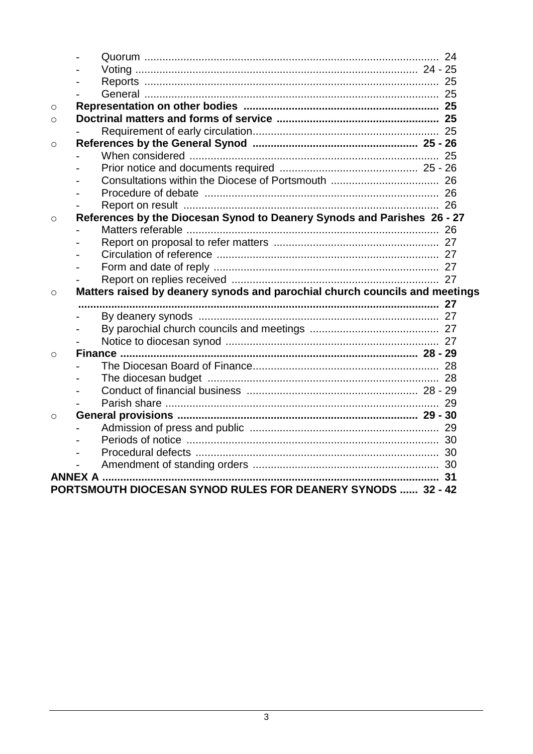- Quorum ........................................................................................ 24
- Voting ..................................................................................... 24 - 25
- Reports ........................................................................................ 25
- General ........................................................................................ 25

- **Representation on other bodies ................................................................ 25**
- **Doctrinal matters and forms of service ...................................................... 25**
  - Requirement of early circulation............................................................ 25
- **References by the General Synod ....................................................... 25 - 26**
  - When considered .................................................................................. 25
  - Prior notice and documents required .............................................. 25 - 26
  - Consultations within the Diocese of Portsmouth .................................... 26
  - Procedure of debate .............................................................................. 26
  - Report on result .................................................................................... 26
- **References by the Diocesan Synod to Deanery Synods and Parishes 26 - 27**
  - Matters referable ................................................................................... 26
  - Report on proposal to refer matters ....................................................... 27
  - Circulation of reference ......................................................................... 27
  - Form and date of reply ........................................................................... 27
  - Report on replies received ..................................................................... 27
- **Matters raised by deanery synods and parochial church councils and meetings ...................................................................................................................... 27**
  - By deanery synods ................................................................................ 27
  - By parochial church councils and meetings ........................................... 27
  - Notice to diocesan synod ....................................................................... 27
- **Finance .................................................................................................. 28 - 29**
  - The Diocesan Board of Finance.............................................................. 28
  - The diocesan budget ............................................................................. 28
  - Conduct of financial business .......................................................... 28 - 29
  - Parish share ........................................................................................... 29
- **General provisions ............................................................................... 29 - 30**
  - Admission of press and public ............................................................... 29
  - Periods of notice .................................................................................... 30
  - Procedural defects ................................................................................. 30
  - Amendment of standing orders .............................................................. 30

**ANNEX A ................................................................................................................ 31**

**PORTSMOUTH DIOCESAN SYNOD RULES FOR DEANERY SYNODS ...... 32 - 42**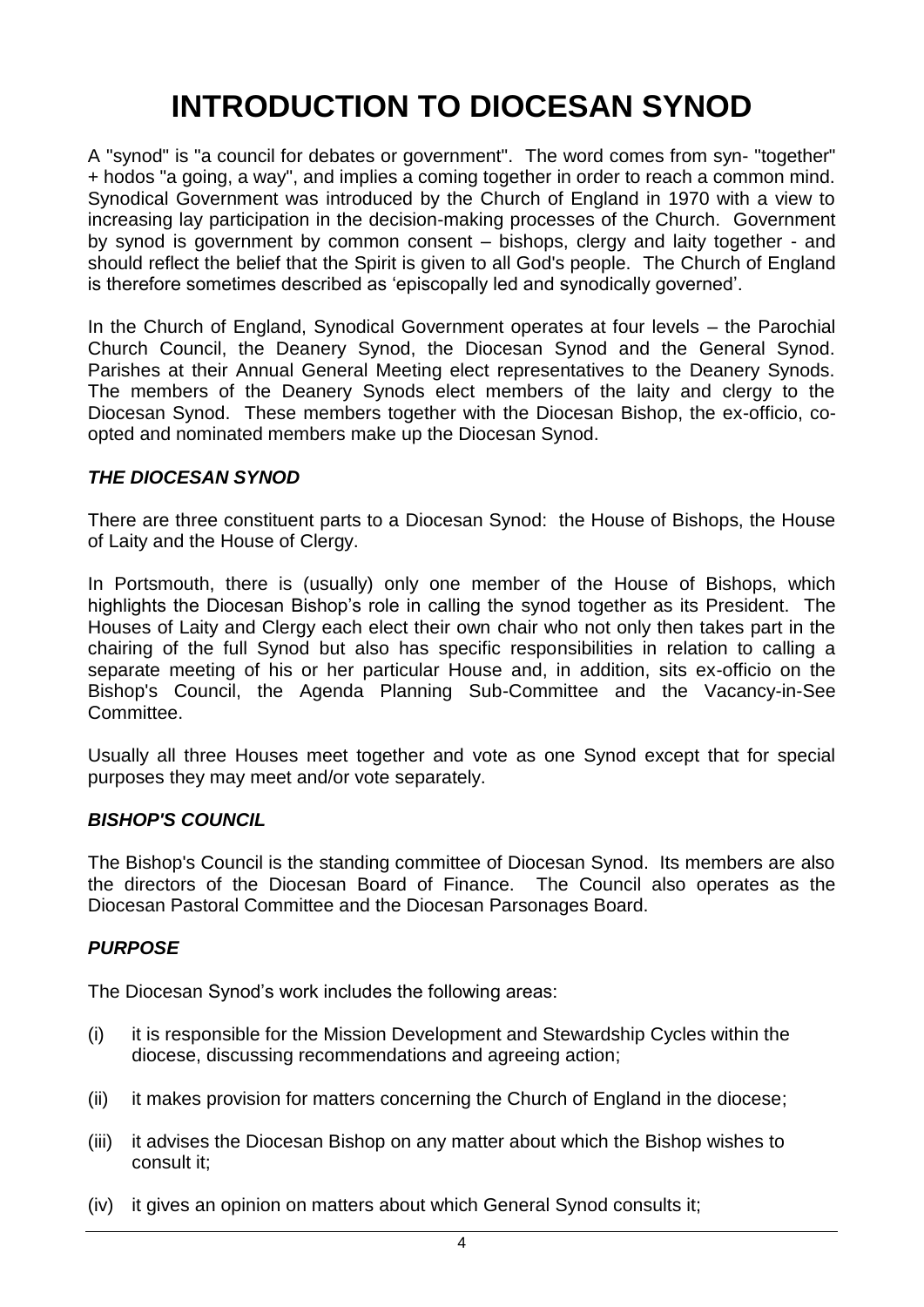# INTRODUCTION TO DIOCESAN SYNOD

A "synod" is "a council for debates or government". The word comes from syn- "together" + hodos "a going, a way", and implies a coming together in order to reach a common mind. Synodical Government was introduced by the Church of England in 1970 with a view to increasing lay participation in the decision-making processes of the Church. Government by synod is government by common consent – bishops, clergy and laity together - and should reflect the belief that the Spirit is given to all God's people. The Church of England is therefore sometimes described as 'episcopally led and synodically governed'.

In the Church of England, Synodical Government operates at four levels – the Parochial Church Council, the Deanery Synod, the Diocesan Synod and the General Synod. Parishes at their Annual General Meeting elect representatives to the Deanery Synods. The members of the Deanery Synods elect members of the laity and clergy to the Diocesan Synod. These members together with the Diocesan Bishop, the ex-officio, co-opted and nominated members make up the Diocesan Synod.

### *THE DIOCESAN SYNOD*

There are three constituent parts to a Diocesan Synod: the House of Bishops, the House of Laity and the House of Clergy.

In Portsmouth, there is (usually) only one member of the House of Bishops, which highlights the Diocesan Bishop's role in calling the synod together as its President. The Houses of Laity and Clergy each elect their own chair who not only then takes part in the chairing of the full Synod but also has specific responsibilities in relation to calling a separate meeting of his or her particular House and, in addition, sits ex-officio on the Bishop's Council, the Agenda Planning Sub-Committee and the Vacancy-in-See Committee.

Usually all three Houses meet together and vote as one Synod except that for special purposes they may meet and/or vote separately.

### *BISHOP'S COUNCIL*

The Bishop's Council is the standing committee of Diocesan Synod. Its members are also the directors of the Diocesan Board of Finance. The Council also operates as the Diocesan Pastoral Committee and the Diocesan Parsonages Board.

### *PURPOSE*

The Diocesan Synod's work includes the following areas:

(i) it is responsible for the Mission Development and Stewardship Cycles within the diocese, discussing recommendations and agreeing action;

(ii) it makes provision for matters concerning the Church of England in the diocese;

(iii) it advises the Diocesan Bishop on any matter about which the Bishop wishes to consult it;

(iv) it gives an opinion on matters about which General Synod consults it;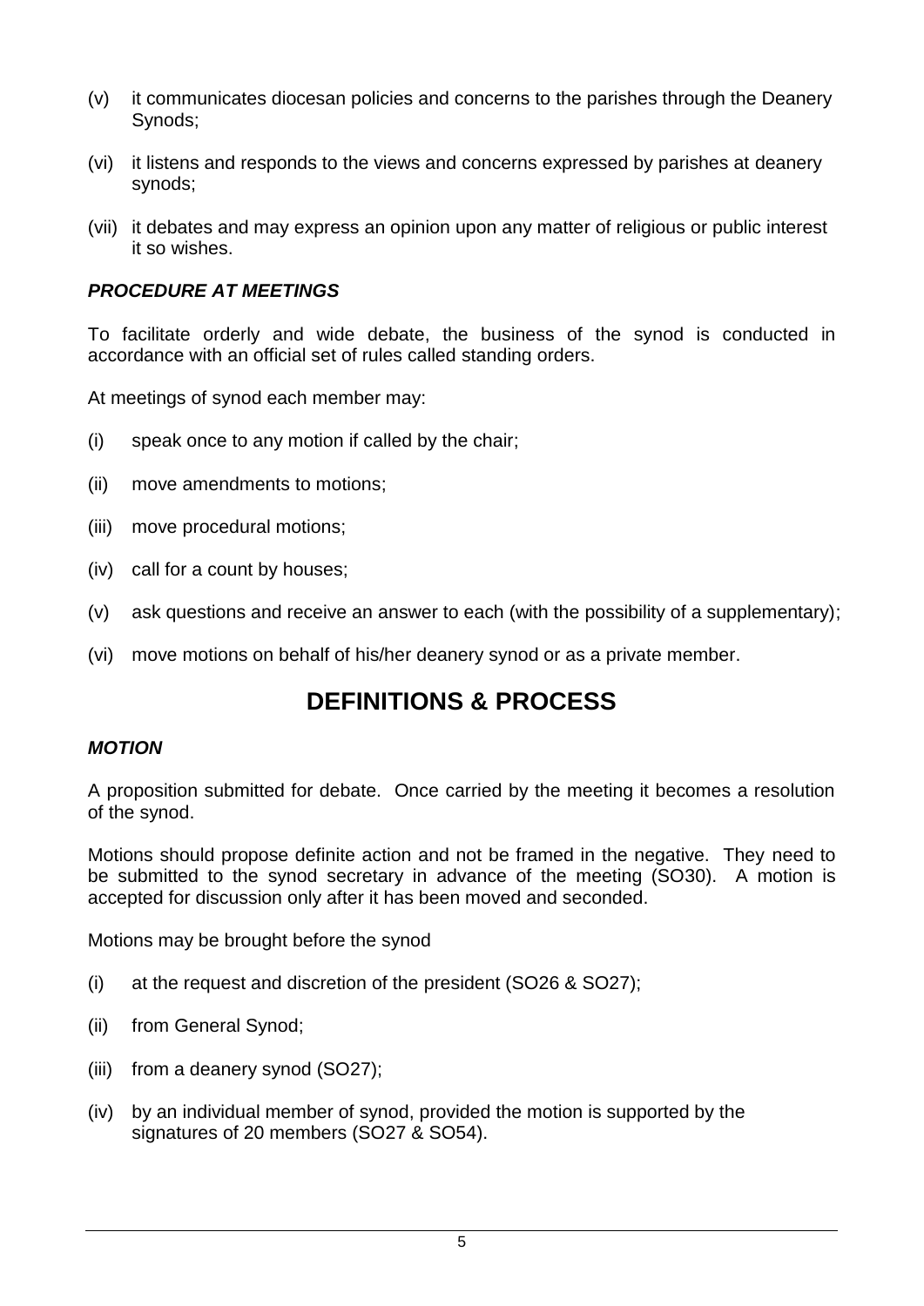(v) it communicates diocesan policies and concerns to the parishes through the Deanery Synods;

(vi) it listens and responds to the views and concerns expressed by parishes at deanery synods;

(vii) it debates and may express an opinion upon any matter of religious or public interest it so wishes.

### *PROCEDURE AT MEETINGS*

To facilitate orderly and wide debate, the business of the synod is conducted in accordance with an official set of rules called standing orders.

At meetings of synod each member may:

(i) speak once to any motion if called by the chair;

(ii) move amendments to motions;

(iii) move procedural motions;

(iv) call for a count by houses;

(v) ask questions and receive an answer to each (with the possibility of a supplementary);

(vi) move motions on behalf of his/her deanery synod or as a private member.

## DEFINITIONS & PROCESS

### *MOTION*

A proposition submitted for debate. Once carried by the meeting it becomes a resolution of the synod.

Motions should propose definite action and not be framed in the negative. They need to be submitted to the synod secretary in advance of the meeting (SO30). A motion is accepted for discussion only after it has been moved and seconded.

Motions may be brought before the synod

(i) at the request and discretion of the president (SO26 & SO27);

(ii) from General Synod;

(iii) from a deanery synod (SO27);

(iv) by an individual member of synod, provided the motion is supported by the signatures of 20 members (SO27 & SO54).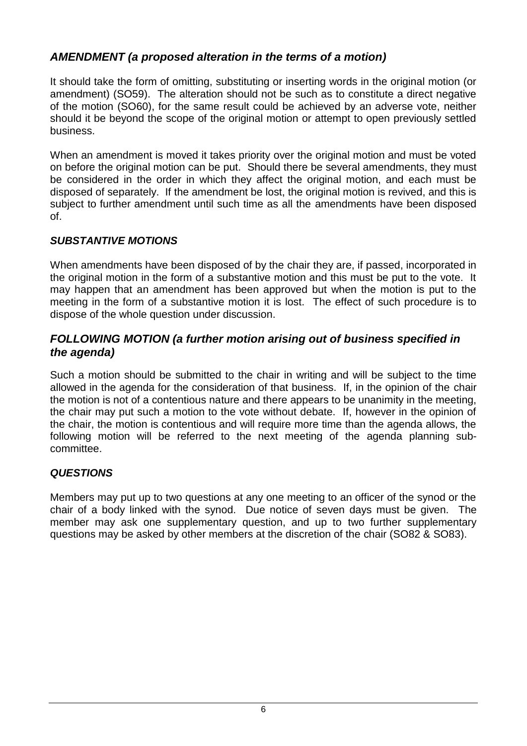## *AMENDMENT (a proposed alteration in the terms of a motion)*

It should take the form of omitting, substituting or inserting words in the original motion (or amendment) (SO59). The alteration should not be such as to constitute a direct negative of the motion (SO60), for the same result could be achieved by an adverse vote, neither should it be beyond the scope of the original motion or attempt to open previously settled business.

When an amendment is moved it takes priority over the original motion and must be voted on before the original motion can be put. Should there be several amendments, they must be considered in the order in which they affect the original motion, and each must be disposed of separately. If the amendment be lost, the original motion is revived, and this is subject to further amendment until such time as all the amendments have been disposed of.

### *SUBSTANTIVE MOTIONS*

When amendments have been disposed of by the chair they are, if passed, incorporated in the original motion in the form of a substantive motion and this must be put to the vote. It may happen that an amendment has been approved but when the motion is put to the meeting in the form of a substantive motion it is lost. The effect of such procedure is to dispose of the whole question under discussion.

## *FOLLOWING MOTION (a further motion arising out of business specified in the agenda)*

Such a motion should be submitted to the chair in writing and will be subject to the time allowed in the agenda for the consideration of that business. If, in the opinion of the chair the motion is not of a contentious nature and there appears to be unanimity in the meeting, the chair may put such a motion to the vote without debate. If, however in the opinion of the chair, the motion is contentious and will require more time than the agenda allows, the following motion will be referred to the next meeting of the agenda planning sub-committee.

### *QUESTIONS*

Members may put up to two questions at any one meeting to an officer of the synod or the chair of a body linked with the synod. Due notice of seven days must be given. The member may ask one supplementary question, and up to two further supplementary questions may be asked by other members at the discretion of the chair (SO82 & SO83).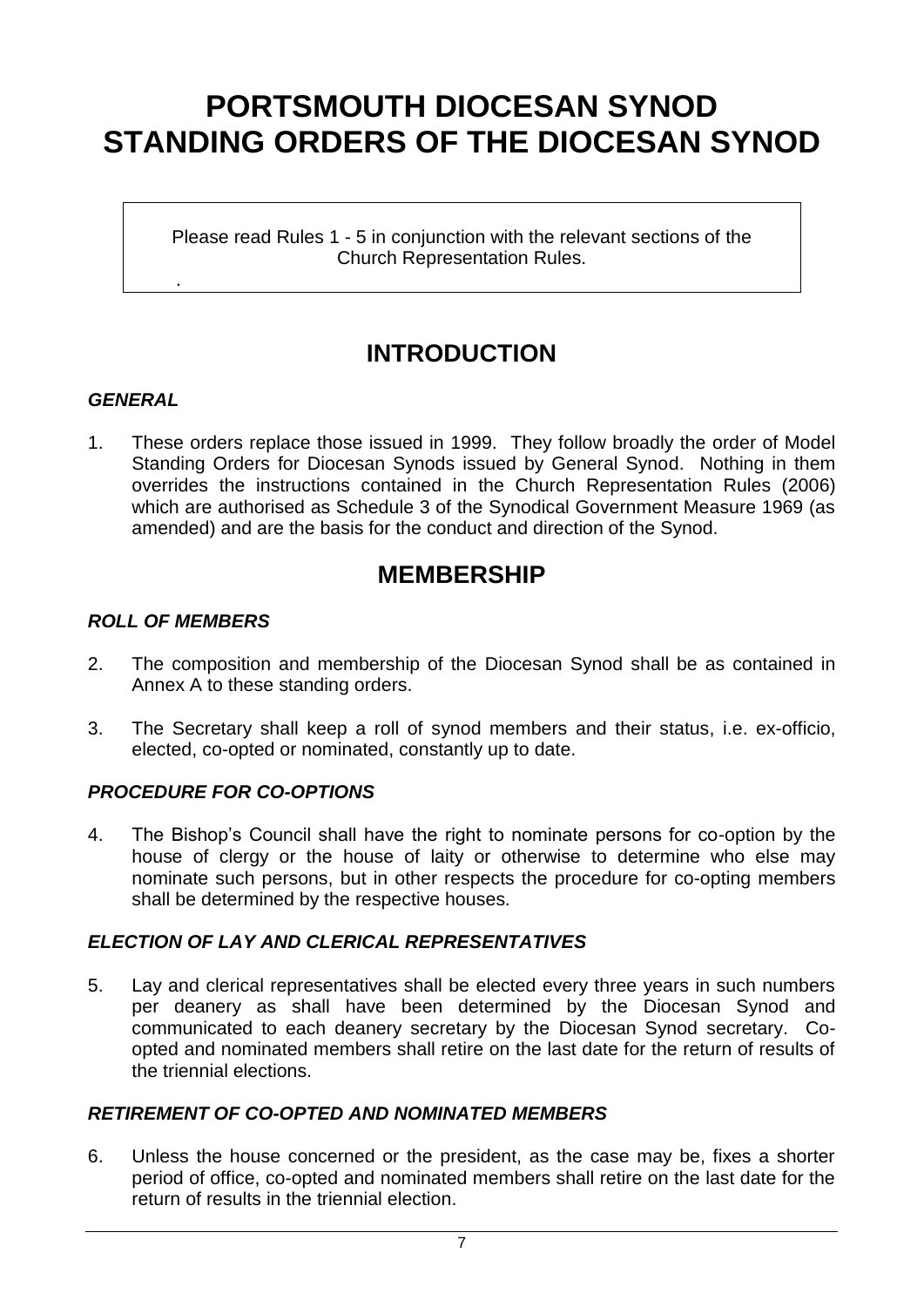# PORTSMOUTH DIOCESAN SYNOD STANDING ORDERS OF THE DIOCESAN SYNOD

> Please read Rules 1 - 5 in conjunction with the relevant sections of the Church Representation Rules.

## INTRODUCTION

### *GENERAL*

1. These orders replace those issued in 1999. They follow broadly the order of Model Standing Orders for Diocesan Synods issued by General Synod. Nothing in them overrides the instructions contained in the Church Representation Rules (2006) which are authorised as Schedule 3 of the Synodical Government Measure 1969 (as amended) and are the basis for the conduct and direction of the Synod.

## MEMBERSHIP

### *ROLL OF MEMBERS*

2. The composition and membership of the Diocesan Synod shall be as contained in Annex A to these standing orders.

3. The Secretary shall keep a roll of synod members and their status, i.e. ex-officio, elected, co-opted or nominated, constantly up to date.

### *PROCEDURE FOR CO-OPTIONS*

4. The Bishop's Council shall have the right to nominate persons for co-option by the house of clergy or the house of laity or otherwise to determine who else may nominate such persons, but in other respects the procedure for co-opting members shall be determined by the respective houses.

### *ELECTION OF LAY AND CLERICAL REPRESENTATIVES*

5. Lay and clerical representatives shall be elected every three years in such numbers per deanery as shall have been determined by the Diocesan Synod and communicated to each deanery secretary by the Diocesan Synod secretary. Co-opted and nominated members shall retire on the last date for the return of results of the triennial elections.

### *RETIREMENT OF CO-OPTED AND NOMINATED MEMBERS*

6. Unless the house concerned or the president, as the case may be, fixes a shorter period of office, co-opted and nominated members shall retire on the last date for the return of results in the triennial election.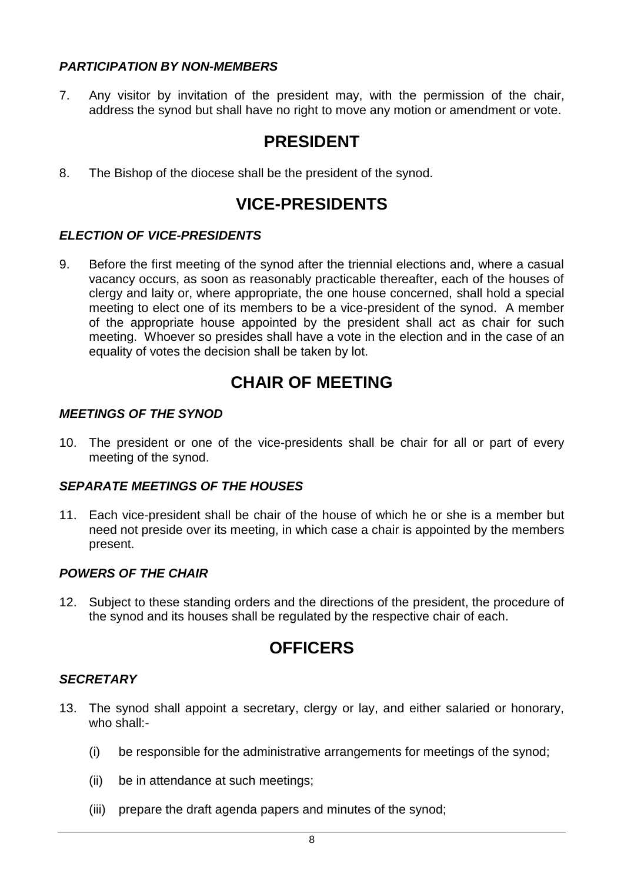### *PARTICIPATION BY NON-MEMBERS*

7. Any visitor by invitation of the president may, with the permission of the chair, address the synod but shall have no right to move any motion or amendment or vote.

## PRESIDENT

8. The Bishop of the diocese shall be the president of the synod.

## VICE-PRESIDENTS

### *ELECTION OF VICE-PRESIDENTS*

9. Before the first meeting of the synod after the triennial elections and, where a casual vacancy occurs, as soon as reasonably practicable thereafter, each of the houses of clergy and laity or, where appropriate, the one house concerned, shall hold a special meeting to elect one of its members to be a vice-president of the synod. A member of the appropriate house appointed by the president shall act as chair for such meeting. Whoever so presides shall have a vote in the election and in the case of an equality of votes the decision shall be taken by lot.

## CHAIR OF MEETING

### *MEETINGS OF THE SYNOD*

10. The president or one of the vice-presidents shall be chair for all or part of every meeting of the synod.

### *SEPARATE MEETINGS OF THE HOUSES*

11. Each vice-president shall be chair of the house of which he or she is a member but need not preside over its meeting, in which case a chair is appointed by the members present.

### *POWERS OF THE CHAIR*

12. Subject to these standing orders and the directions of the president, the procedure of the synod and its houses shall be regulated by the respective chair of each.

## OFFICERS

### *SECRETARY*

13. The synod shall appoint a secretary, clergy or lay, and either salaried or honorary, who shall:-

    (i) be responsible for the administrative arrangements for meetings of the synod;

    (ii) be in attendance at such meetings;

    (iii) prepare the draft agenda papers and minutes of the synod;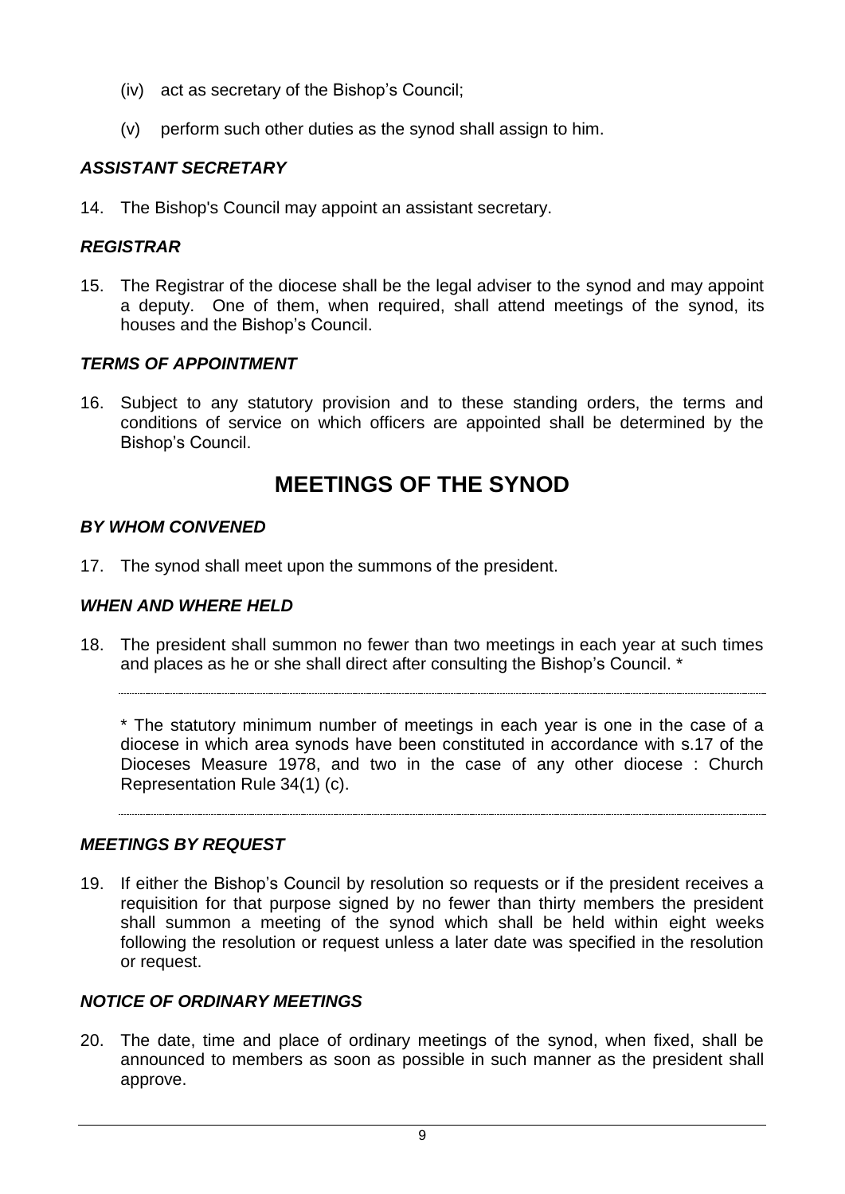(iv) act as secretary of the Bishop's Council;

(v) perform such other duties as the synod shall assign to him.

### *ASSISTANT SECRETARY*

14. The Bishop's Council may appoint an assistant secretary.

### *REGISTRAR*

15. The Registrar of the diocese shall be the legal adviser to the synod and may appoint a deputy. One of them, when required, shall attend meetings of the synod, its houses and the Bishop's Council.

### *TERMS OF APPOINTMENT*

16. Subject to any statutory provision and to these standing orders, the terms and conditions of service on which officers are appointed shall be determined by the Bishop's Council.

## MEETINGS OF THE SYNOD

### *BY WHOM CONVENED*

17. The synod shall meet upon the summons of the president.

### *WHEN AND WHERE HELD*

18. The president shall summon no fewer than two meetings in each year at such times and places as he or she shall direct after consulting the Bishop's Council. *

---

\* The statutory minimum number of meetings in each year is one in the case of a diocese in which area synods have been constituted in accordance with s.17 of the Dioceses Measure 1978, and two in the case of any other diocese : Church Representation Rule 34(1) (c).

---

### *MEETINGS BY REQUEST*

19. If either the Bishop's Council by resolution so requests or if the president receives a requisition for that purpose signed by no fewer than thirty members the president shall summon a meeting of the synod which shall be held within eight weeks following the resolution or request unless a later date was specified in the resolution or request.

### *NOTICE OF ORDINARY MEETINGS*

20. The date, time and place of ordinary meetings of the synod, when fixed, shall be announced to members as soon as possible in such manner as the president shall approve.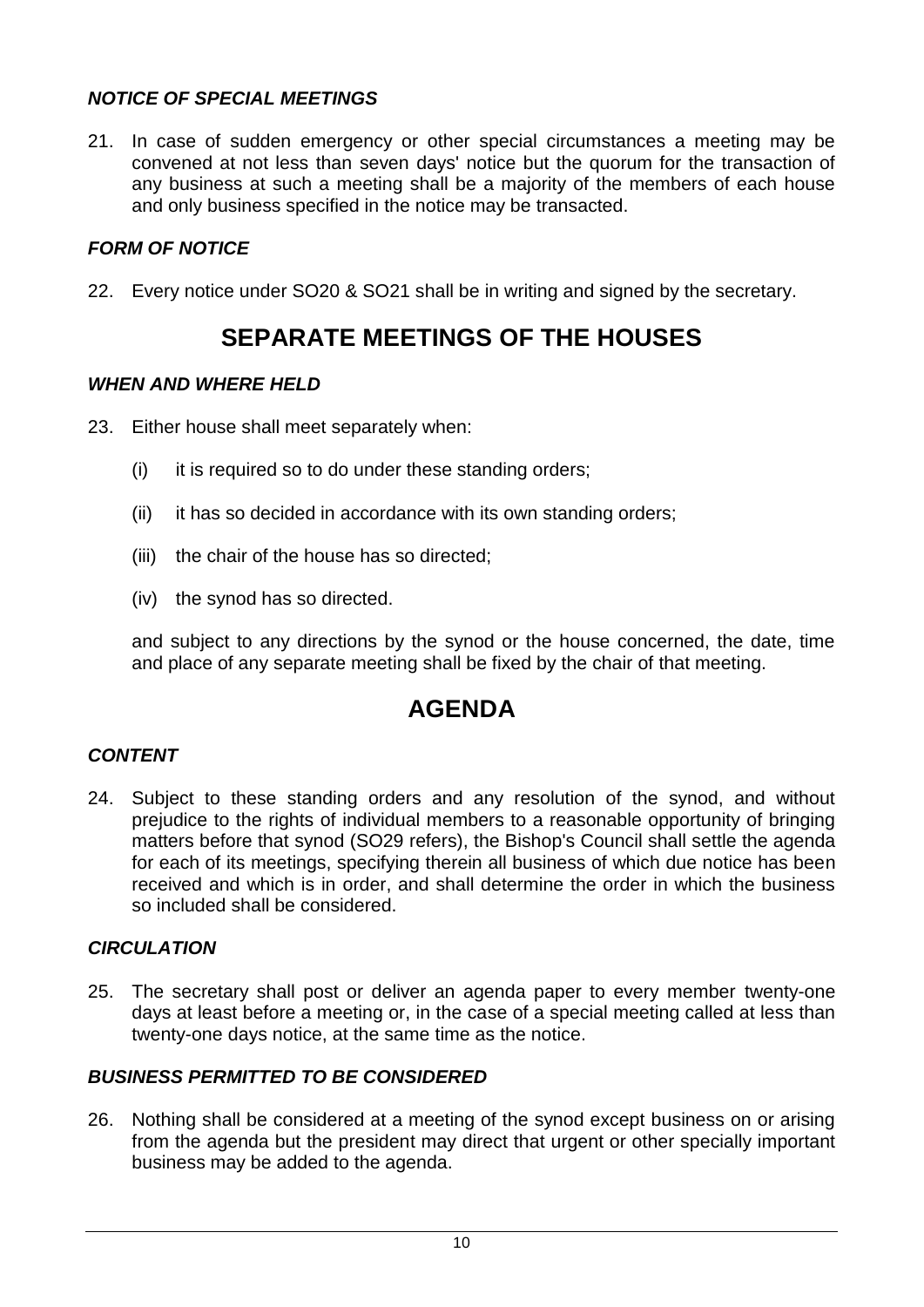### *NOTICE OF SPECIAL MEETINGS*

21. In case of sudden emergency or other special circumstances a meeting may be convened at not less than seven days' notice but the quorum for the transaction of any business at such a meeting shall be a majority of the members of each house and only business specified in the notice may be transacted.

### *FORM OF NOTICE*

22. Every notice under SO20 & SO21 shall be in writing and signed by the secretary.

## SEPARATE MEETINGS OF THE HOUSES

### *WHEN AND WHERE HELD*

23. Either house shall meet separately when:

    (i) it is required so to do under these standing orders;

    (ii) it has so decided in accordance with its own standing orders;

    (iii) the chair of the house has so directed;

    (iv) the synod has so directed.

    and subject to any directions by the synod or the house concerned, the date, time and place of any separate meeting shall be fixed by the chair of that meeting.

## AGENDA

### *CONTENT*

24. Subject to these standing orders and any resolution of the synod, and without prejudice to the rights of individual members to a reasonable opportunity of bringing matters before that synod (SO29 refers), the Bishop's Council shall settle the agenda for each of its meetings, specifying therein all business of which due notice has been received and which is in order, and shall determine the order in which the business so included shall be considered.

### *CIRCULATION*

25. The secretary shall post or deliver an agenda paper to every member twenty-one days at least before a meeting or, in the case of a special meeting called at less than twenty-one days notice, at the same time as the notice.

### *BUSINESS PERMITTED TO BE CONSIDERED*

26. Nothing shall be considered at a meeting of the synod except business on or arising from the agenda but the president may direct that urgent or other specially important business may be added to the agenda.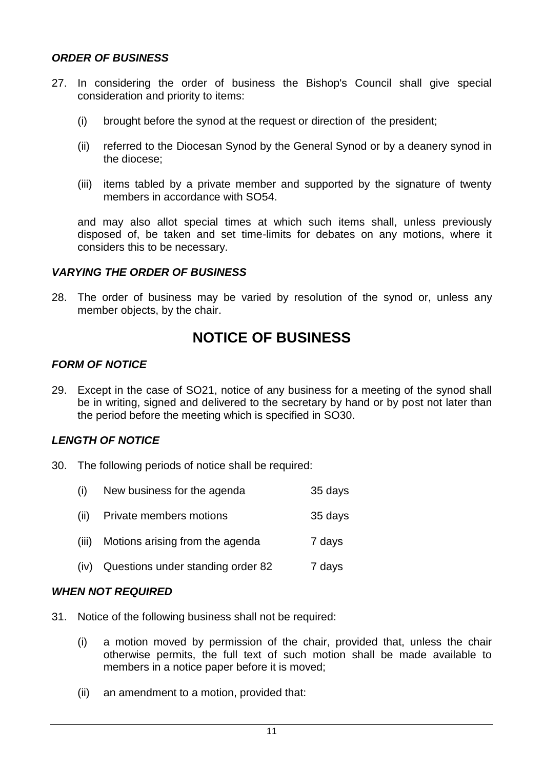### *ORDER OF BUSINESS*

27. In considering the order of business the Bishop's Council shall give special consideration and priority to items:

    (i) brought before the synod at the request or direction of the president;

    (ii) referred to the Diocesan Synod by the General Synod or by a deanery synod in the diocese;

    (iii) items tabled by a private member and supported by the signature of twenty members in accordance with SO54.

    and may also allot special times at which such items shall, unless previously disposed of, be taken and set time-limits for debates on any motions, where it considers this to be necessary.

### *VARYING THE ORDER OF BUSINESS*

28. The order of business may be varied by resolution of the synod or, unless any member objects, by the chair.

## NOTICE OF BUSINESS

### *FORM OF NOTICE*

29. Except in the case of SO21, notice of any business for a meeting of the synod shall be in writing, signed and delivered to the secretary by hand or by post not later than the period before the meeting which is specified in SO30.

### *LENGTH OF NOTICE*

30. The following periods of notice shall be required:

| | | |
|---|---|---|
| (i) | New business for the agenda | 35 days |
| (ii) | Private members motions | 35 days |
| (iii) | Motions arising from the agenda | 7 days |
| (iv) | Questions under standing order 82 | 7 days |

### *WHEN NOT REQUIRED*

31. Notice of the following business shall not be required:

    (i) a motion moved by permission of the chair, provided that, unless the chair otherwise permits, the full text of such motion shall be made available to members in a notice paper before it is moved;

    (ii) an amendment to a motion, provided that: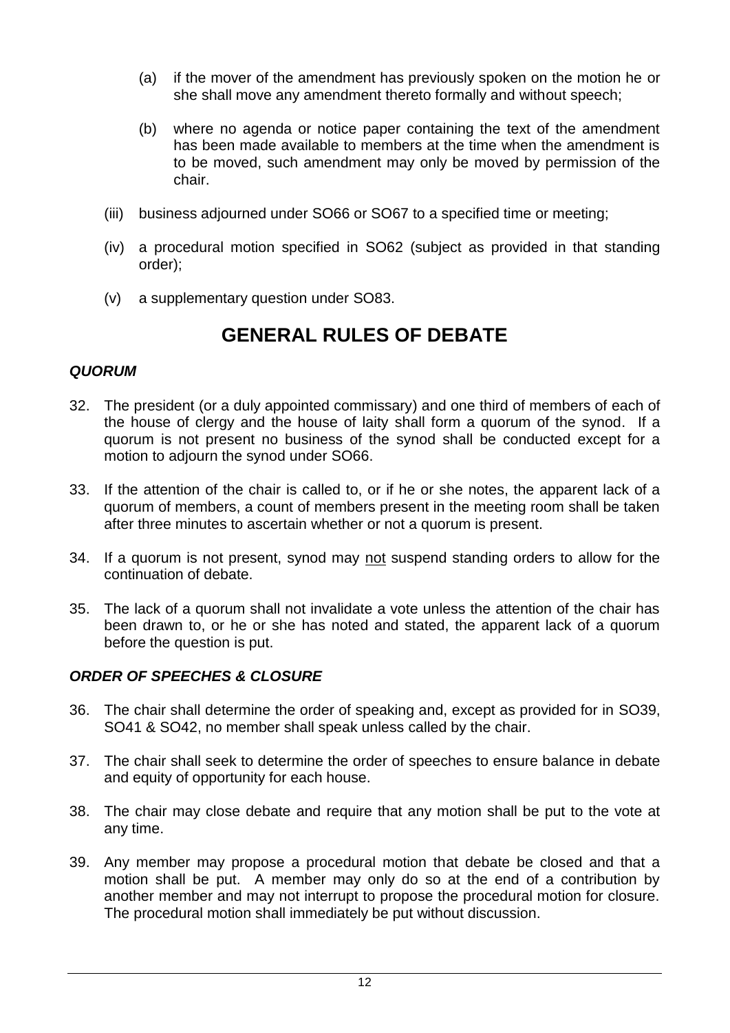(a) if the mover of the amendment has previously spoken on the motion he or she shall move any amendment thereto formally and without speech;

(b) where no agenda or notice paper containing the text of the amendment has been made available to members at the time when the amendment is to be moved, such amendment may only be moved by permission of the chair.

(iii) business adjourned under SO66 or SO67 to a specified time or meeting;

(iv) a procedural motion specified in SO62 (subject as provided in that standing order);

(v) a supplementary question under SO83.

## GENERAL RULES OF DEBATE

### *QUORUM*

32. The president (or a duly appointed commissary) and one third of members of each of the house of clergy and the house of laity shall form a quorum of the synod. If a quorum is not present no business of the synod shall be conducted except for a motion to adjourn the synod under SO66.

33. If the attention of the chair is called to, or if he or she notes, the apparent lack of a quorum of members, a count of members present in the meeting room shall be taken after three minutes to ascertain whether or not a quorum is present.

34. If a quorum is not present, synod may not suspend standing orders to allow for the continuation of debate.

35. The lack of a quorum shall not invalidate a vote unless the attention of the chair has been drawn to, or he or she has noted and stated, the apparent lack of a quorum before the question is put.

### *ORDER OF SPEECHES & CLOSURE*

36. The chair shall determine the order of speaking and, except as provided for in SO39, SO41 & SO42, no member shall speak unless called by the chair.

37. The chair shall seek to determine the order of speeches to ensure balance in debate and equity of opportunity for each house.

38. The chair may close debate and require that any motion shall be put to the vote at any time.

39. Any member may propose a procedural motion that debate be closed and that a motion shall be put. A member may only do so at the end of a contribution by another member and may not interrupt to propose the procedural motion for closure. The procedural motion shall immediately be put without discussion.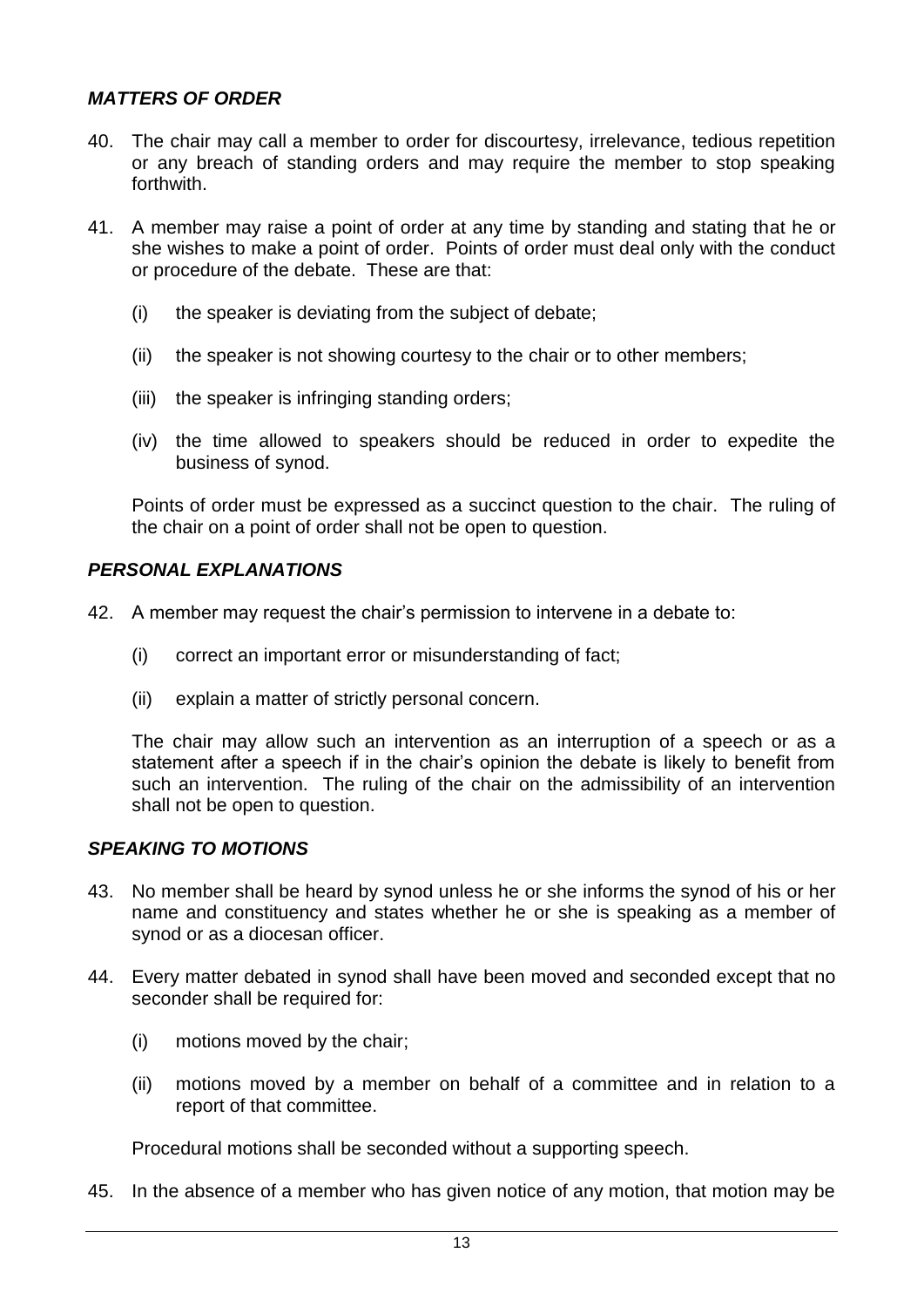### ***MATTERS OF ORDER***

40. The chair may call a member to order for discourtesy, irrelevance, tedious repetition or any breach of standing orders and may require the member to stop speaking forthwith.

41. A member may raise a point of order at any time by standing and stating that he or she wishes to make a point of order. Points of order must deal only with the conduct or procedure of the debate. These are that:

    (i) the speaker is deviating from the subject of debate;

    (ii) the speaker is not showing courtesy to the chair or to other members;

    (iii) the speaker is infringing standing orders;

    (iv) the time allowed to speakers should be reduced in order to expedite the business of synod.

    Points of order must be expressed as a succinct question to the chair. The ruling of the chair on a point of order shall not be open to question.

### ***PERSONAL EXPLANATIONS***

42. A member may request the chair's permission to intervene in a debate to:

    (i) correct an important error or misunderstanding of fact;

    (ii) explain a matter of strictly personal concern.

    The chair may allow such an intervention as an interruption of a speech or as a statement after a speech if in the chair's opinion the debate is likely to benefit from such an intervention. The ruling of the chair on the admissibility of an intervention shall not be open to question.

### ***SPEAKING TO MOTIONS***

43. No member shall be heard by synod unless he or she informs the synod of his or her name and constituency and states whether he or she is speaking as a member of synod or as a diocesan officer.

44. Every matter debated in synod shall have been moved and seconded except that no seconder shall be required for:

    (i) motions moved by the chair;

    (ii) motions moved by a member on behalf of a committee and in relation to a report of that committee.

    Procedural motions shall be seconded without a supporting speech.

45. In the absence of a member who has given notice of any motion, that motion may be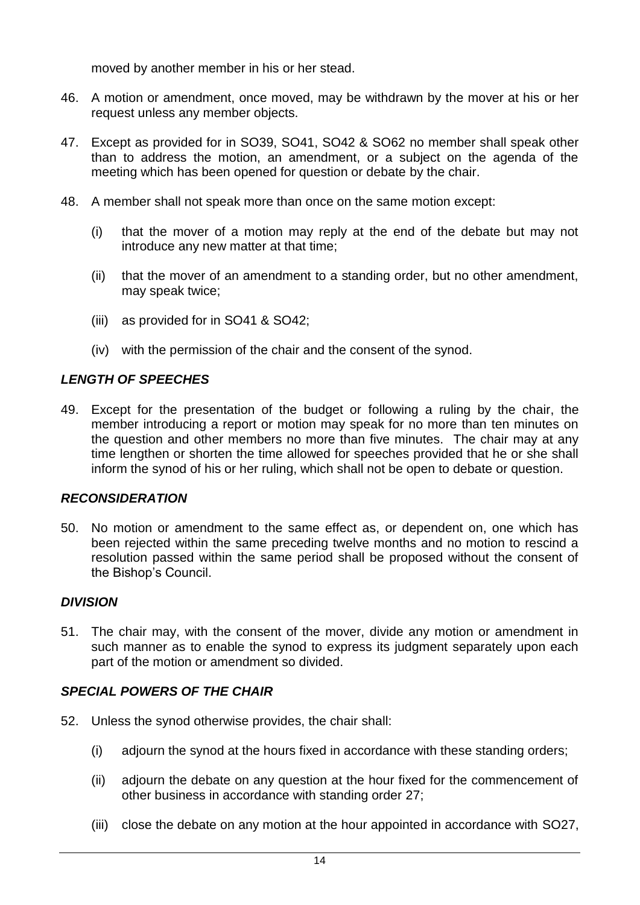moved by another member in his or her stead.

46. A motion or amendment, once moved, may be withdrawn by the mover at his or her request unless any member objects.

47. Except as provided for in SO39, SO41, SO42 & SO62 no member shall speak other than to address the motion, an amendment, or a subject on the agenda of the meeting which has been opened for question or debate by the chair.

48. A member shall not speak more than once on the same motion except:

    (i) that the mover of a motion may reply at the end of the debate but may not introduce any new matter at that time;

    (ii) that the mover of an amendment to a standing order, but no other amendment, may speak twice;

    (iii) as provided for in SO41 & SO42;

    (iv) with the permission of the chair and the consent of the synod.

### *LENGTH OF SPEECHES*

49. Except for the presentation of the budget or following a ruling by the chair, the member introducing a report or motion may speak for no more than ten minutes on the question and other members no more than five minutes. The chair may at any time lengthen or shorten the time allowed for speeches provided that he or she shall inform the synod of his or her ruling, which shall not be open to debate or question.

### *RECONSIDERATION*

50. No motion or amendment to the same effect as, or dependent on, one which has been rejected within the same preceding twelve months and no motion to rescind a resolution passed within the same period shall be proposed without the consent of the Bishop's Council.

### *DIVISION*

51. The chair may, with the consent of the mover, divide any motion or amendment in such manner as to enable the synod to express its judgment separately upon each part of the motion or amendment so divided.

### *SPECIAL POWERS OF THE CHAIR*

52. Unless the synod otherwise provides, the chair shall:

    (i) adjourn the synod at the hours fixed in accordance with these standing orders;

    (ii) adjourn the debate on any question at the hour fixed for the commencement of other business in accordance with standing order 27;

    (iii) close the debate on any motion at the hour appointed in accordance with SO27,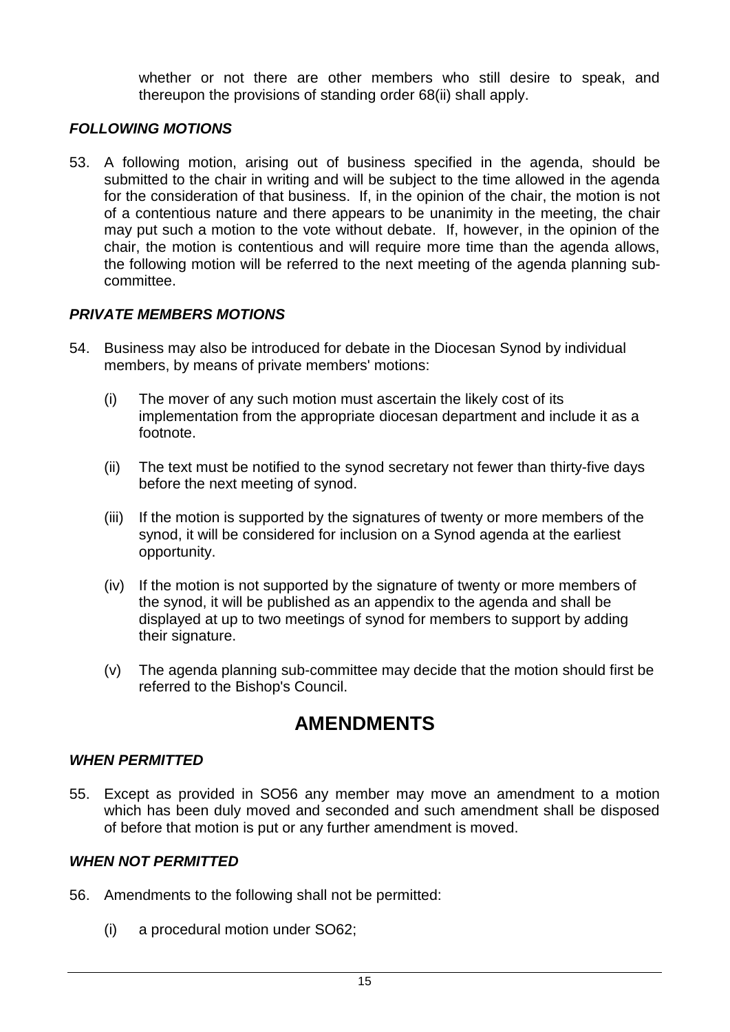whether or not there are other members who still desire to speak, and thereupon the provisions of standing order 68(ii) shall apply.

### *FOLLOWING MOTIONS*

53. A following motion, arising out of business specified in the agenda, should be submitted to the chair in writing and will be subject to the time allowed in the agenda for the consideration of that business. If, in the opinion of the chair, the motion is not of a contentious nature and there appears to be unanimity in the meeting, the chair may put such a motion to the vote without debate. If, however, in the opinion of the chair, the motion is contentious and will require more time than the agenda allows, the following motion will be referred to the next meeting of the agenda planning sub-committee.

### *PRIVATE MEMBERS MOTIONS*

54. Business may also be introduced for debate in the Diocesan Synod by individual members, by means of private members' motions:

    (i) The mover of any such motion must ascertain the likely cost of its implementation from the appropriate diocesan department and include it as a footnote.

    (ii) The text must be notified to the synod secretary not fewer than thirty-five days before the next meeting of synod.

    (iii) If the motion is supported by the signatures of twenty or more members of the synod, it will be considered for inclusion on a Synod agenda at the earliest opportunity.

    (iv) If the motion is not supported by the signature of twenty or more members of the synod, it will be published as an appendix to the agenda and shall be displayed at up to two meetings of synod for members to support by adding their signature.

    (v) The agenda planning sub-committee may decide that the motion should first be referred to the Bishop's Council.

## AMENDMENTS

### *WHEN PERMITTED*

55. Except as provided in SO56 any member may move an amendment to a motion which has been duly moved and seconded and such amendment shall be disposed of before that motion is put or any further amendment is moved.

### *WHEN NOT PERMITTED*

56. Amendments to the following shall not be permitted:

    (i) a procedural motion under SO62;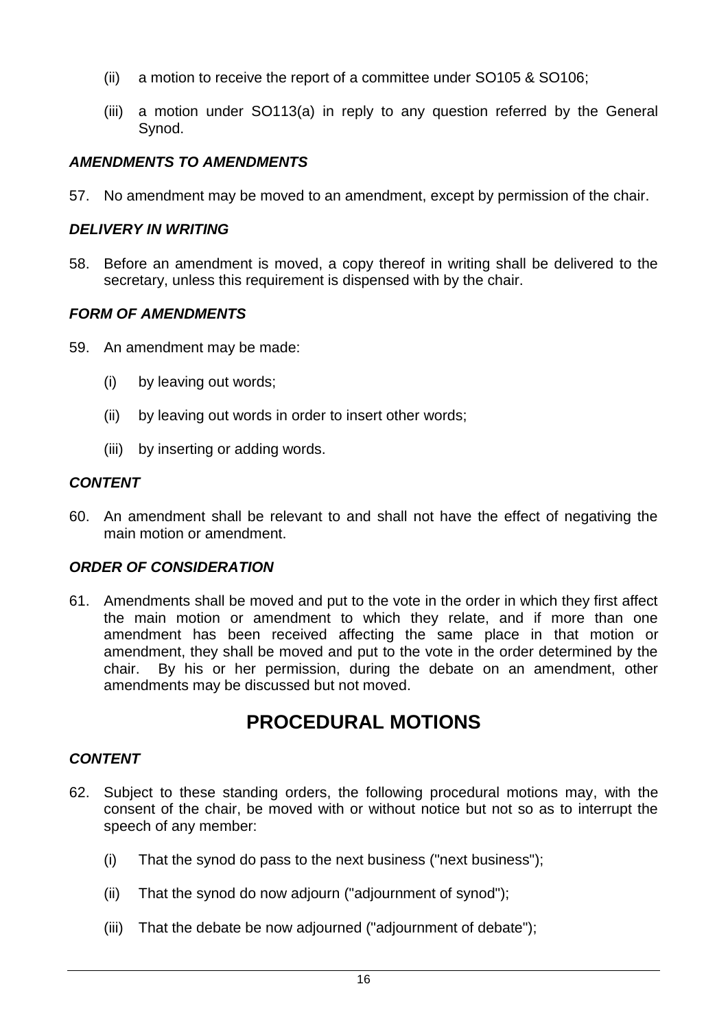(ii) a motion to receive the report of a committee under SO105 & SO106;

(iii) a motion under SO113(a) in reply to any question referred by the General Synod.

### *AMENDMENTS TO AMENDMENTS*

57. No amendment may be moved to an amendment, except by permission of the chair.

### *DELIVERY IN WRITING*

58. Before an amendment is moved, a copy thereof in writing shall be delivered to the secretary, unless this requirement is dispensed with by the chair.

### *FORM OF AMENDMENTS*

59. An amendment may be made:

    (i) by leaving out words;

    (ii) by leaving out words in order to insert other words;

    (iii) by inserting or adding words.

### *CONTENT*

60. An amendment shall be relevant to and shall not have the effect of negativing the main motion or amendment.

### *ORDER OF CONSIDERATION*

61. Amendments shall be moved and put to the vote in the order in which they first affect the main motion or amendment to which they relate, and if more than one amendment has been received affecting the same place in that motion or amendment, they shall be moved and put to the vote in the order determined by the chair. By his or her permission, during the debate on an amendment, other amendments may be discussed but not moved.

## PROCEDURAL MOTIONS

### *CONTENT*

62. Subject to these standing orders, the following procedural motions may, with the consent of the chair, be moved with or without notice but not so as to interrupt the speech of any member:

    (i) That the synod do pass to the next business ("next business");

    (ii) That the synod do now adjourn ("adjournment of synod");

    (iii) That the debate be now adjourned ("adjournment of debate");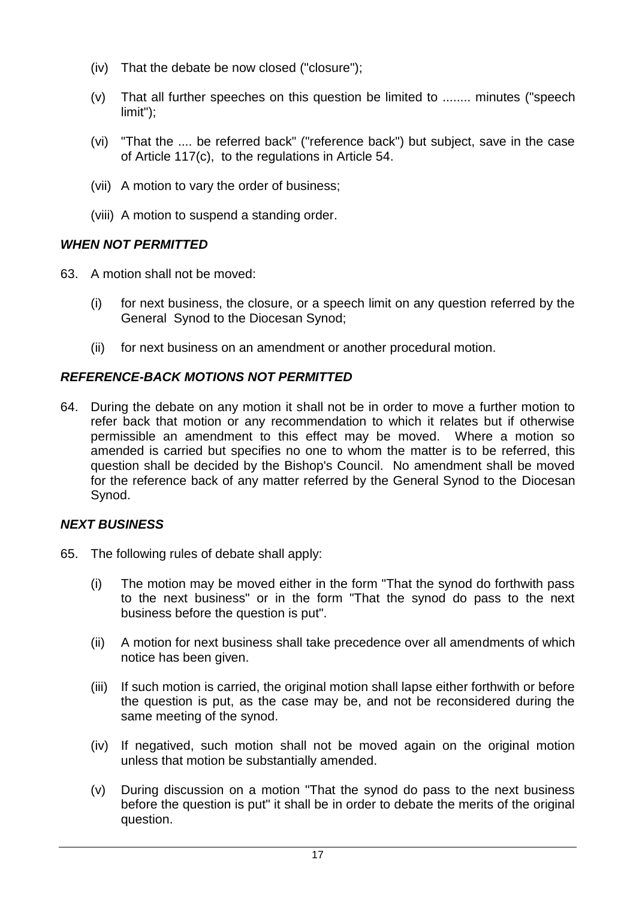(iv) That the debate be now closed ("closure");

(v) That all further speeches on this question be limited to ........ minutes ("speech limit");

(vi) "That the .... be referred back" ("reference back") but subject, save in the case of Article 117(c), to the regulations in Article 54.

(vii) A motion to vary the order of business;

(viii) A motion to suspend a standing order.

### ***WHEN NOT PERMITTED***

63. A motion shall not be moved:

    (i) for next business, the closure, or a speech limit on any question referred by the General Synod to the Diocesan Synod;

    (ii) for next business on an amendment or another procedural motion.

### ***REFERENCE-BACK MOTIONS NOT PERMITTED***

64. During the debate on any motion it shall not be in order to move a further motion to refer back that motion or any recommendation to which it relates but if otherwise permissible an amendment to this effect may be moved. Where a motion so amended is carried but specifies no one to whom the matter is to be referred, this question shall be decided by the Bishop's Council. No amendment shall be moved for the reference back of any matter referred by the General Synod to the Diocesan Synod.

### ***NEXT BUSINESS***

65. The following rules of debate shall apply:

    (i) The motion may be moved either in the form "That the synod do forthwith pass to the next business" or in the form "That the synod do pass to the next business before the question is put".

    (ii) A motion for next business shall take precedence over all amendments of which notice has been given.

    (iii) If such motion is carried, the original motion shall lapse either forthwith or before the question is put, as the case may be, and not be reconsidered during the same meeting of the synod.

    (iv) If negatived, such motion shall not be moved again on the original motion unless that motion be substantially amended.

    (v) During discussion on a motion "That the synod do pass to the next business before the question is put" it shall be in order to debate the merits of the original question.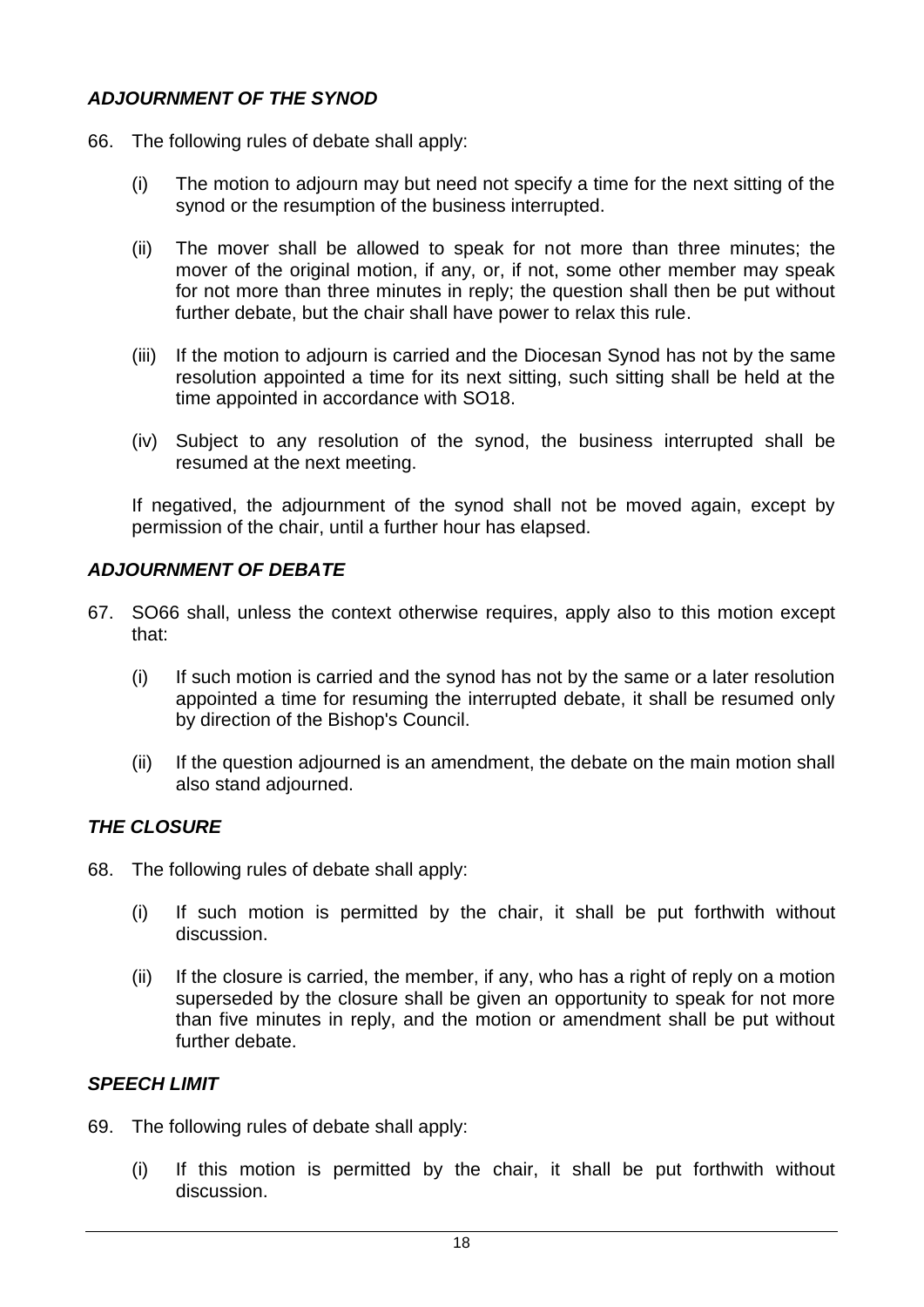### *ADJOURNMENT OF THE SYNOD*

66. The following rules of debate shall apply:

    (i) The motion to adjourn may but need not specify a time for the next sitting of the synod or the resumption of the business interrupted.

    (ii) The mover shall be allowed to speak for not more than three minutes; the mover of the original motion, if any, or, if not, some other member may speak for not more than three minutes in reply; the question shall then be put without further debate, but the chair shall have power to relax this rule.

    (iii) If the motion to adjourn is carried and the Diocesan Synod has not by the same resolution appointed a time for its next sitting, such sitting shall be held at the time appointed in accordance with SO18.

    (iv) Subject to any resolution of the synod, the business interrupted shall be resumed at the next meeting.

    If negatived, the adjournment of the synod shall not be moved again, except by permission of the chair, until a further hour has elapsed.

### *ADJOURNMENT OF DEBATE*

67. SO66 shall, unless the context otherwise requires, apply also to this motion except that:

    (i) If such motion is carried and the synod has not by the same or a later resolution appointed a time for resuming the interrupted debate, it shall be resumed only by direction of the Bishop's Council.

    (ii) If the question adjourned is an amendment, the debate on the main motion shall also stand adjourned.

### *THE CLOSURE*

68. The following rules of debate shall apply:

    (i) If such motion is permitted by the chair, it shall be put forthwith without discussion.

    (ii) If the closure is carried, the member, if any, who has a right of reply on a motion superseded by the closure shall be given an opportunity to speak for not more than five minutes in reply, and the motion or amendment shall be put without further debate.

### *SPEECH LIMIT*

69. The following rules of debate shall apply:

    (i) If this motion is permitted by the chair, it shall be put forthwith without discussion.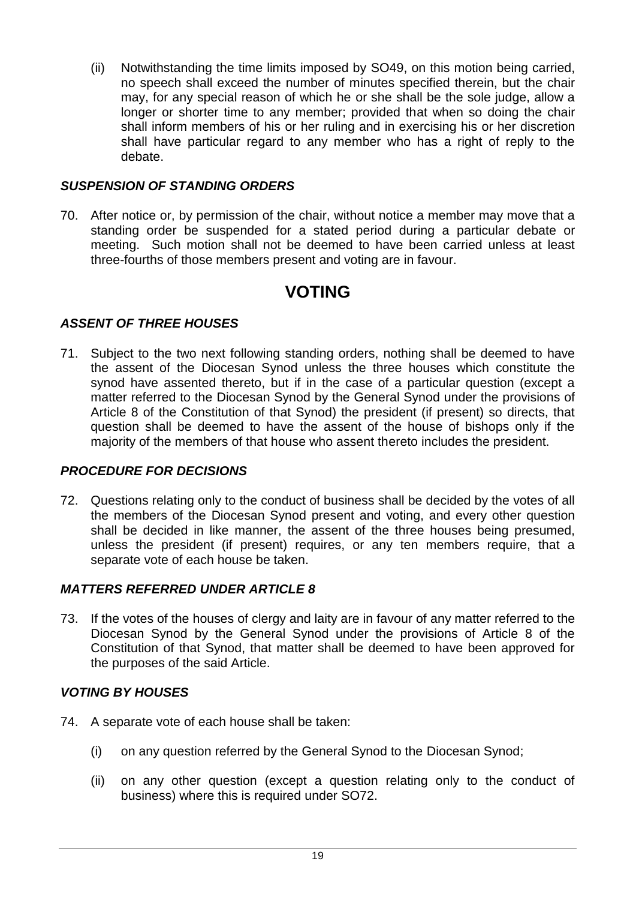(ii) Notwithstanding the time limits imposed by SO49, on this motion being carried, no speech shall exceed the number of minutes specified therein, but the chair may, for any special reason of which he or she shall be the sole judge, allow a longer or shorter time to any member; provided that when so doing the chair shall inform members of his or her ruling and in exercising his or her discretion shall have particular regard to any member who has a right of reply to the debate.

### *SUSPENSION OF STANDING ORDERS*

70. After notice or, by permission of the chair, without notice a member may move that a standing order be suspended for a stated period during a particular debate or meeting. Such motion shall not be deemed to have been carried unless at least three-fourths of those members present and voting are in favour.

## VOTING

### *ASSENT OF THREE HOUSES*

71. Subject to the two next following standing orders, nothing shall be deemed to have the assent of the Diocesan Synod unless the three houses which constitute the synod have assented thereto, but if in the case of a particular question (except a matter referred to the Diocesan Synod by the General Synod under the provisions of Article 8 of the Constitution of that Synod) the president (if present) so directs, that question shall be deemed to have the assent of the house of bishops only if the majority of the members of that house who assent thereto includes the president.

### *PROCEDURE FOR DECISIONS*

72. Questions relating only to the conduct of business shall be decided by the votes of all the members of the Diocesan Synod present and voting, and every other question shall be decided in like manner, the assent of the three houses being presumed, unless the president (if present) requires, or any ten members require, that a separate vote of each house be taken.

### *MATTERS REFERRED UNDER ARTICLE 8*

73. If the votes of the houses of clergy and laity are in favour of any matter referred to the Diocesan Synod by the General Synod under the provisions of Article 8 of the Constitution of that Synod, that matter shall be deemed to have been approved for the purposes of the said Article.

### *VOTING BY HOUSES*

74. A separate vote of each house shall be taken:

    (i) on any question referred by the General Synod to the Diocesan Synod;

    (ii) on any other question (except a question relating only to the conduct of business) where this is required under SO72.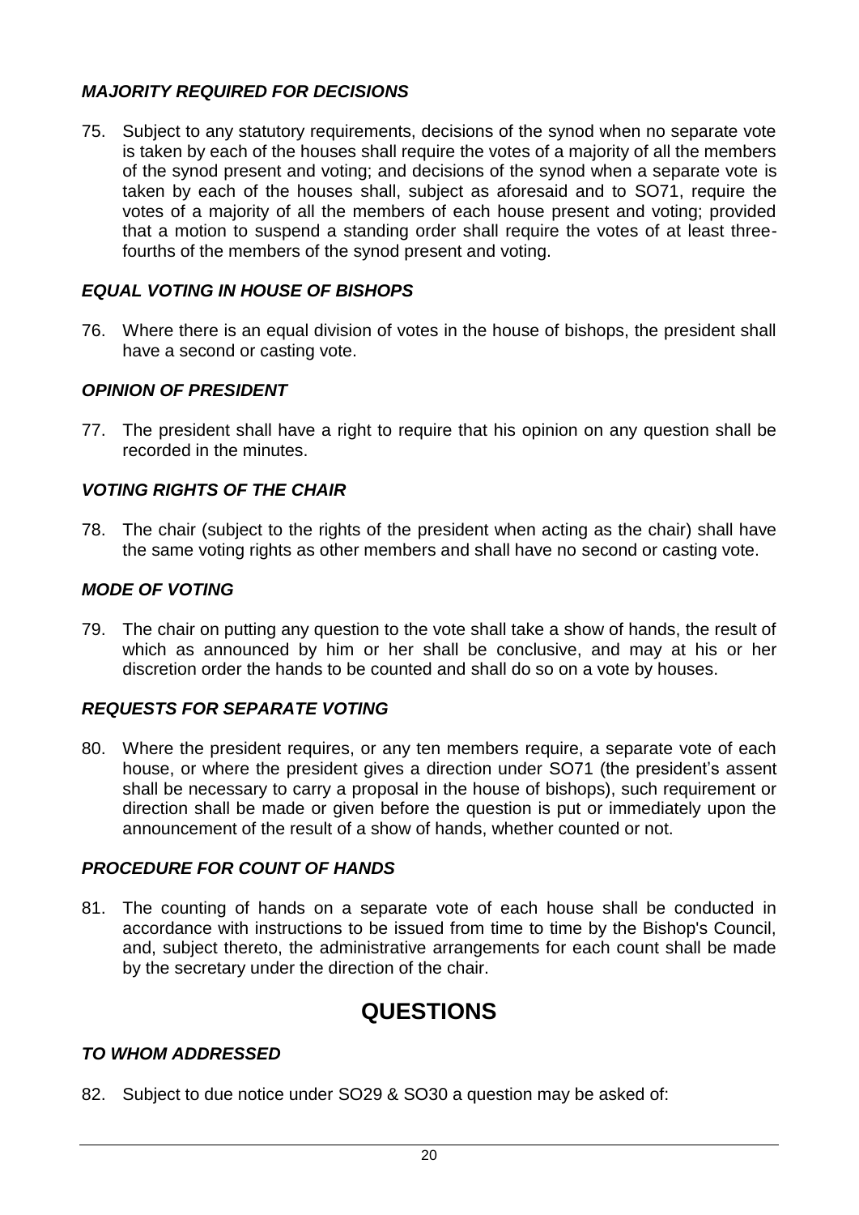### *MAJORITY REQUIRED FOR DECISIONS*

75. Subject to any statutory requirements, decisions of the synod when no separate vote is taken by each of the houses shall require the votes of a majority of all the members of the synod present and voting; and decisions of the synod when a separate vote is taken by each of the houses shall, subject as aforesaid and to SO71, require the votes of a majority of all the members of each house present and voting; provided that a motion to suspend a standing order shall require the votes of at least three-fourths of the members of the synod present and voting.

### *EQUAL VOTING IN HOUSE OF BISHOPS*

76. Where there is an equal division of votes in the house of bishops, the president shall have a second or casting vote.

### *OPINION OF PRESIDENT*

77. The president shall have a right to require that his opinion on any question shall be recorded in the minutes.

### *VOTING RIGHTS OF THE CHAIR*

78. The chair (subject to the rights of the president when acting as the chair) shall have the same voting rights as other members and shall have no second or casting vote.

### *MODE OF VOTING*

79. The chair on putting any question to the vote shall take a show of hands, the result of which as announced by him or her shall be conclusive, and may at his or her discretion order the hands to be counted and shall do so on a vote by houses.

### *REQUESTS FOR SEPARATE VOTING*

80. Where the president requires, or any ten members require, a separate vote of each house, or where the president gives a direction under SO71 (the president's assent shall be necessary to carry a proposal in the house of bishops), such requirement or direction shall be made or given before the question is put or immediately upon the announcement of the result of a show of hands, whether counted or not.

### *PROCEDURE FOR COUNT OF HANDS*

81. The counting of hands on a separate vote of each house shall be conducted in accordance with instructions to be issued from time to time by the Bishop's Council, and, subject thereto, the administrative arrangements for each count shall be made by the secretary under the direction of the chair.

## QUESTIONS

### *TO WHOM ADDRESSED*

82. Subject to due notice under SO29 & SO30 a question may be asked of: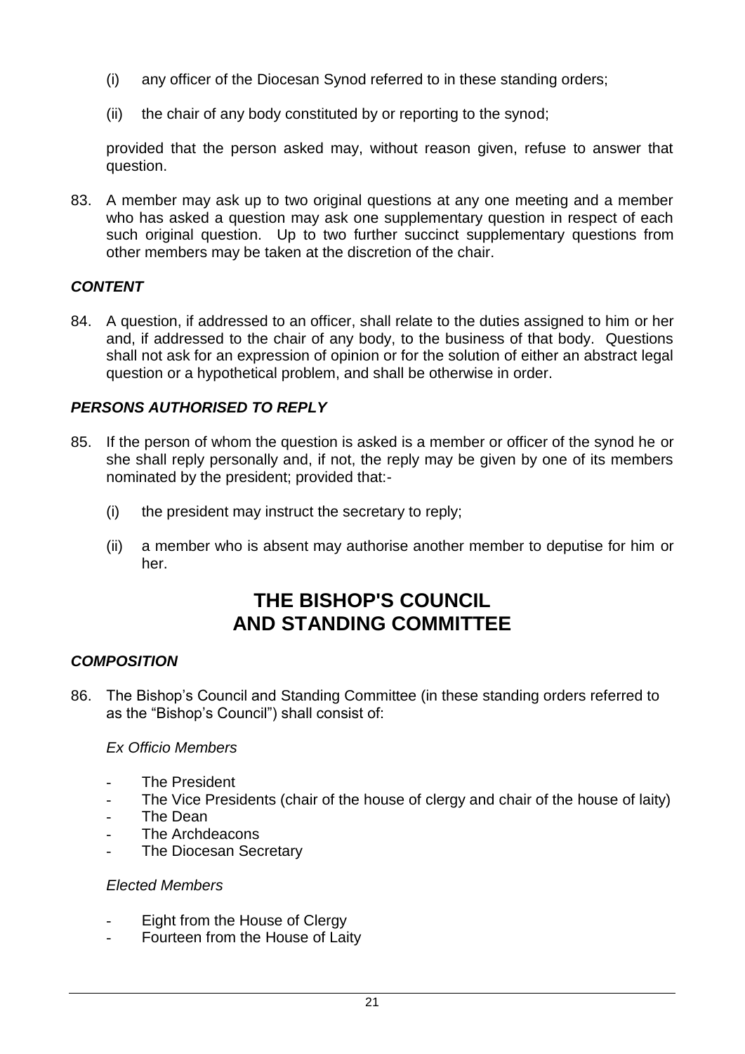(i) any officer of the Diocesan Synod referred to in these standing orders;

(ii) the chair of any body constituted by or reporting to the synod;

provided that the person asked may, without reason given, refuse to answer that question.

83. A member may ask up to two original questions at any one meeting and a member who has asked a question may ask one supplementary question in respect of each such original question. Up to two further succinct supplementary questions from other members may be taken at the discretion of the chair.

### *CONTENT*

84. A question, if addressed to an officer, shall relate to the duties assigned to him or her and, if addressed to the chair of any body, to the business of that body. Questions shall not ask for an expression of opinion or for the solution of either an abstract legal question or a hypothetical problem, and shall be otherwise in order.

### *PERSONS AUTHORISED TO REPLY*

85. If the person of whom the question is asked is a member or officer of the synod he or she shall reply personally and, if not, the reply may be given by one of its members nominated by the president; provided that:-

    (i) the president may instruct the secretary to reply;

    (ii) a member who is absent may authorise another member to deputise for him or her.

## THE BISHOP'S COUNCIL AND STANDING COMMITTEE

### *COMPOSITION*

86. The Bishop's Council and Standing Committee (in these standing orders referred to as the "Bishop's Council") shall consist of:

    *Ex Officio Members*

    - The President
    - The Vice Presidents (chair of the house of clergy and chair of the house of laity)
    - The Dean
    - The Archdeacons
    - The Diocesan Secretary

    *Elected Members*

    - Eight from the House of Clergy
    - Fourteen from the House of Laity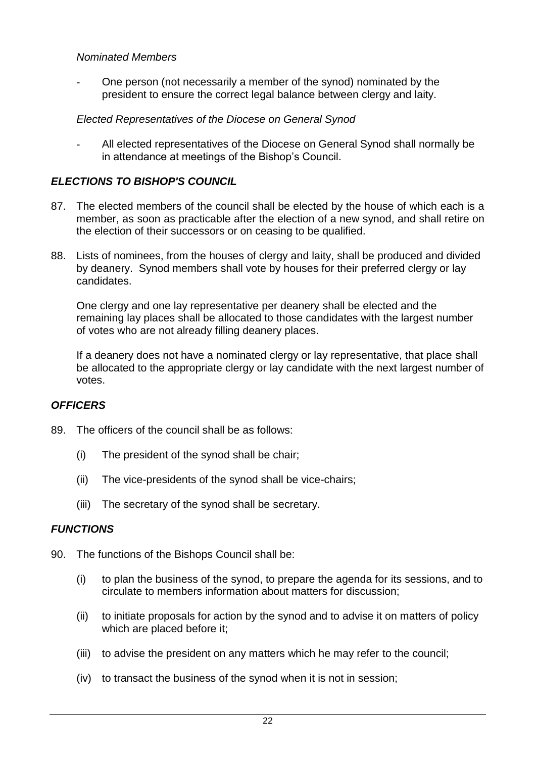*Nominated Members*

- One person (not necessarily a member of the synod) nominated by the president to ensure the correct legal balance between clergy and laity.

*Elected Representatives of the Diocese on General Synod*

- All elected representatives of the Diocese on General Synod shall normally be in attendance at meetings of the Bishop's Council.

### *ELECTIONS TO BISHOP'S COUNCIL*

87. The elected members of the council shall be elected by the house of which each is a member, as soon as practicable after the election of a new synod, and shall retire on the election of their successors or on ceasing to be qualified.

88. Lists of nominees, from the houses of clergy and laity, shall be produced and divided by deanery. Synod members shall vote by houses for their preferred clergy or lay candidates.

    One clergy and one lay representative per deanery shall be elected and the remaining lay places shall be allocated to those candidates with the largest number of votes who are not already filling deanery places.

    If a deanery does not have a nominated clergy or lay representative, that place shall be allocated to the appropriate clergy or lay candidate with the next largest number of votes.

### *OFFICERS*

89. The officers of the council shall be as follows:

    (i) The president of the synod shall be chair;

    (ii) The vice-presidents of the synod shall be vice-chairs;

    (iii) The secretary of the synod shall be secretary.

### *FUNCTIONS*

90. The functions of the Bishops Council shall be:

    (i) to plan the business of the synod, to prepare the agenda for its sessions, and to circulate to members information about matters for discussion;

    (ii) to initiate proposals for action by the synod and to advise it on matters of policy which are placed before it;

    (iii) to advise the president on any matters which he may refer to the council;

    (iv) to transact the business of the synod when it is not in session;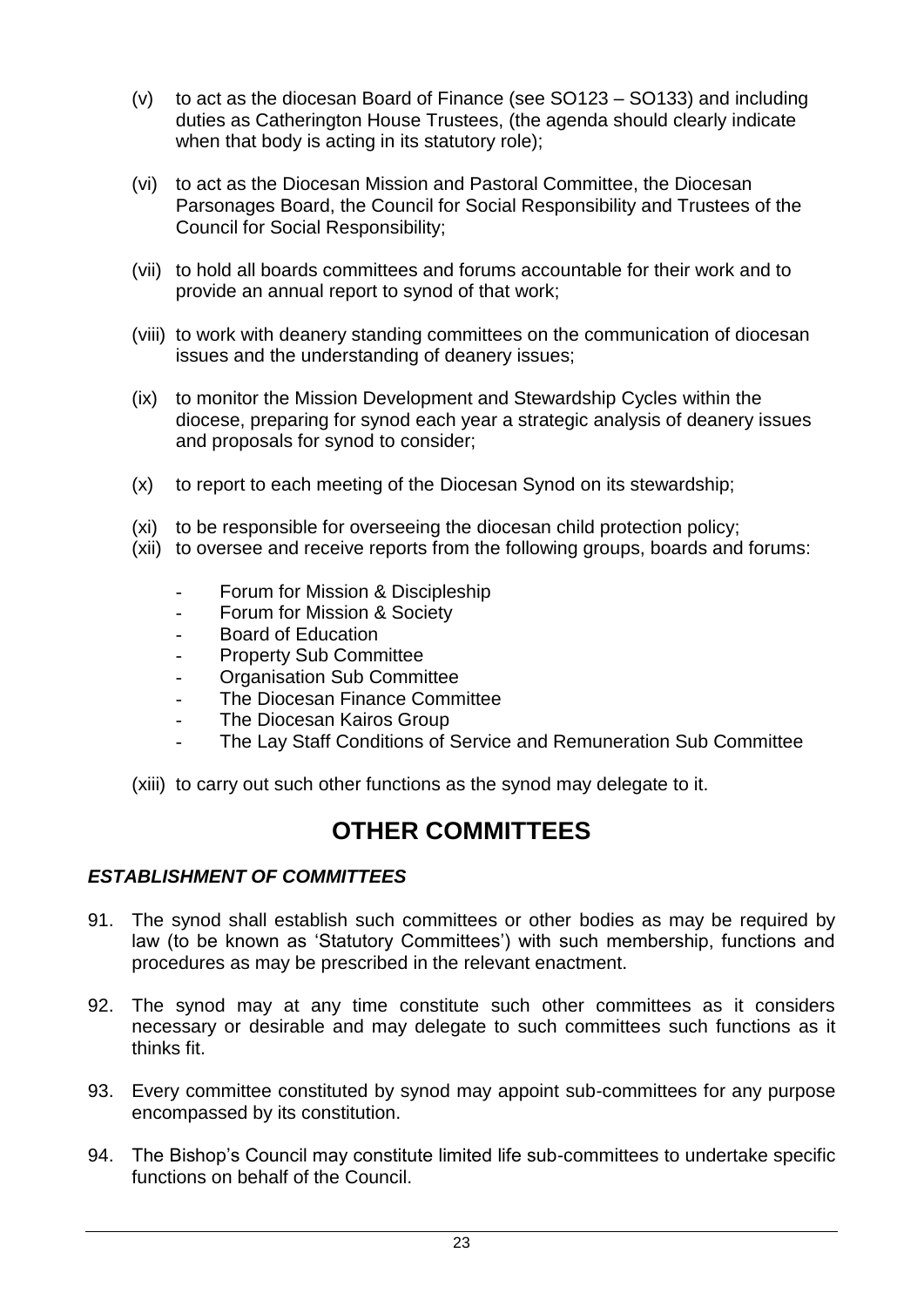(v) to act as the diocesan Board of Finance (see SO123 – SO133) and including duties as Catherington House Trustees, (the agenda should clearly indicate when that body is acting in its statutory role);

(vi) to act as the Diocesan Mission and Pastoral Committee, the Diocesan Parsonages Board, the Council for Social Responsibility and Trustees of the Council for Social Responsibility;

(vii) to hold all boards committees and forums accountable for their work and to provide an annual report to synod of that work;

(viii) to work with deanery standing committees on the communication of diocesan issues and the understanding of deanery issues;

(ix) to monitor the Mission Development and Stewardship Cycles within the diocese, preparing for synod each year a strategic analysis of deanery issues and proposals for synod to consider;

(x) to report to each meeting of the Diocesan Synod on its stewardship;

(xi) to be responsible for overseeing the diocesan child protection policy;

(xii) to oversee and receive reports from the following groups, boards and forums:

- Forum for Mission & Discipleship
- Forum for Mission & Society
- Board of Education
- Property Sub Committee
- Organisation Sub Committee
- The Diocesan Finance Committee
- The Diocesan Kairos Group
- The Lay Staff Conditions of Service and Remuneration Sub Committee

(xiii) to carry out such other functions as the synod may delegate to it.

# OTHER COMMITTEES

### *ESTABLISHMENT OF COMMITTEES*

91. The synod shall establish such committees or other bodies as may be required by law (to be known as 'Statutory Committees') with such membership, functions and procedures as may be prescribed in the relevant enactment.

92. The synod may at any time constitute such other committees as it considers necessary or desirable and may delegate to such committees such functions as it thinks fit.

93. Every committee constituted by synod may appoint sub-committees for any purpose encompassed by its constitution.

94. The Bishop's Council may constitute limited life sub-committees to undertake specific functions on behalf of the Council.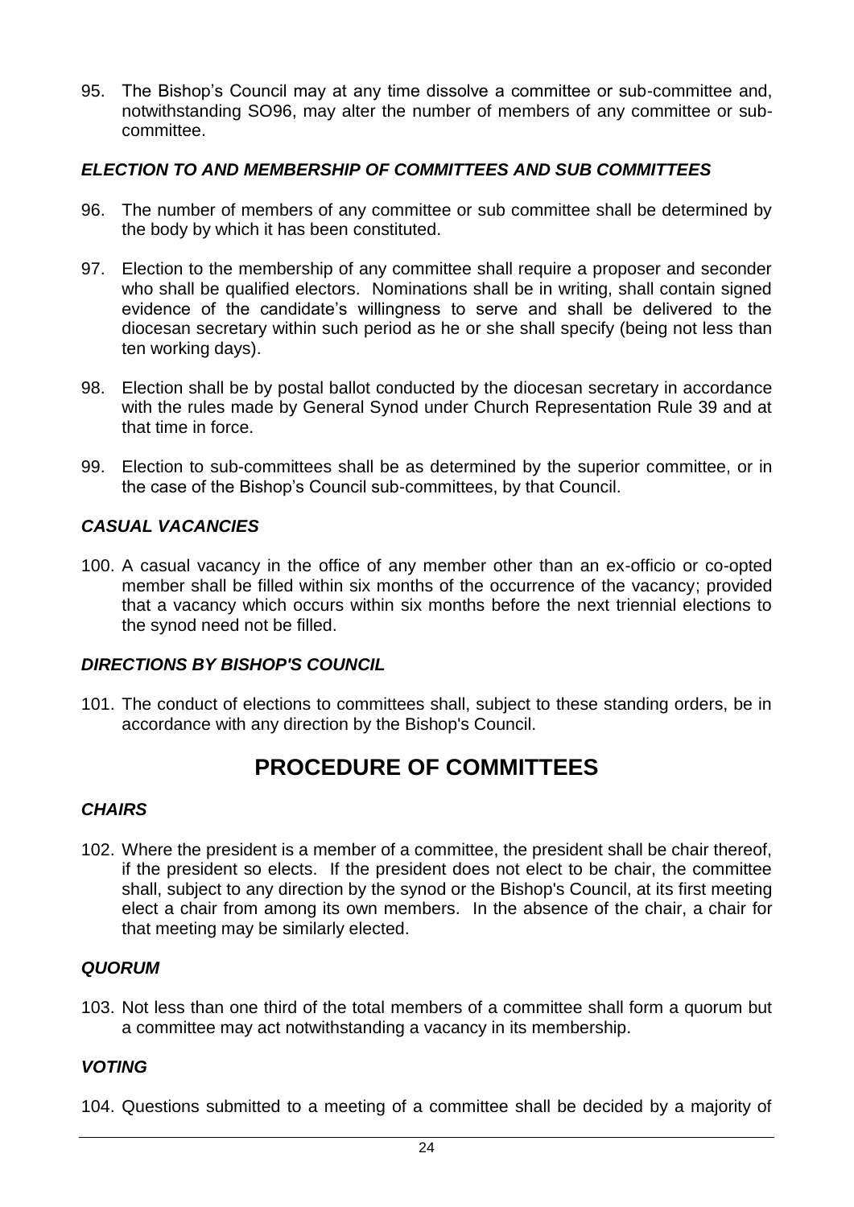95. The Bishop's Council may at any time dissolve a committee or sub-committee and, notwithstanding SO96, may alter the number of members of any committee or sub-committee.

### *ELECTION TO AND MEMBERSHIP OF COMMITTEES AND SUB COMMITTEES*

96. The number of members of any committee or sub committee shall be determined by the body by which it has been constituted.

97. Election to the membership of any committee shall require a proposer and seconder who shall be qualified electors. Nominations shall be in writing, shall contain signed evidence of the candidate's willingness to serve and shall be delivered to the diocesan secretary within such period as he or she shall specify (being not less than ten working days).

98. Election shall be by postal ballot conducted by the diocesan secretary in accordance with the rules made by General Synod under Church Representation Rule 39 and at that time in force.

99. Election to sub-committees shall be as determined by the superior committee, or in the case of the Bishop's Council sub-committees, by that Council.

### *CASUAL VACANCIES*

100. A casual vacancy in the office of any member other than an ex-officio or co-opted member shall be filled within six months of the occurrence of the vacancy; provided that a vacancy which occurs within six months before the next triennial elections to the synod need not be filled.

### *DIRECTIONS BY BISHOP'S COUNCIL*

101. The conduct of elections to committees shall, subject to these standing orders, be in accordance with any direction by the Bishop's Council.

## PROCEDURE OF COMMITTEES

### *CHAIRS*

102. Where the president is a member of a committee, the president shall be chair thereof, if the president so elects. If the president does not elect to be chair, the committee shall, subject to any direction by the synod or the Bishop's Council, at its first meeting elect a chair from among its own members. In the absence of the chair, a chair for that meeting may be similarly elected.

### *QUORUM*

103. Not less than one third of the total members of a committee shall form a quorum but a committee may act notwithstanding a vacancy in its membership.

### *VOTING*

104. Questions submitted to a meeting of a committee shall be decided by a majority of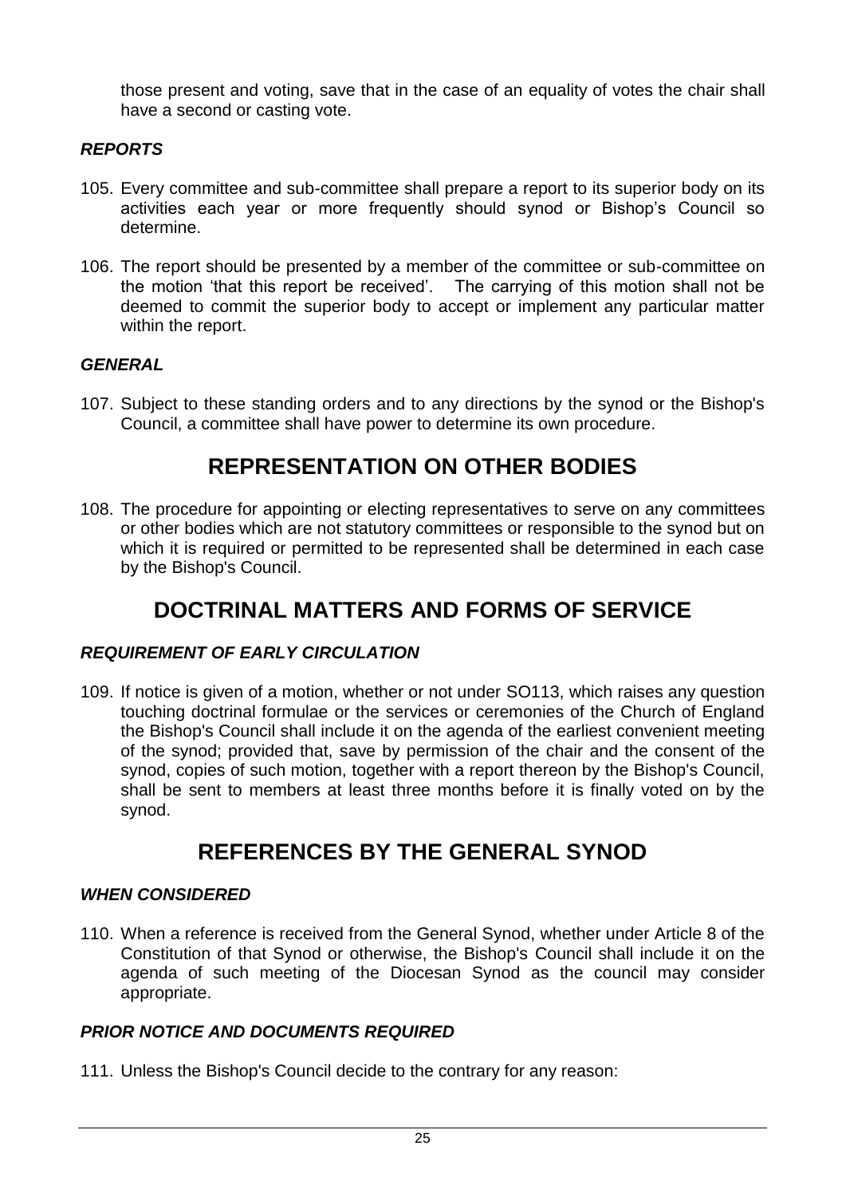those present and voting, save that in the case of an equality of votes the chair shall have a second or casting vote.

### *REPORTS*

105. Every committee and sub-committee shall prepare a report to its superior body on its activities each year or more frequently should synod or Bishop's Council so determine.

106. The report should be presented by a member of the committee or sub-committee on the motion 'that this report be received'. The carrying of this motion shall not be deemed to commit the superior body to accept or implement any particular matter within the report.

### *GENERAL*

107. Subject to these standing orders and to any directions by the synod or the Bishop's Council, a committee shall have power to determine its own procedure.

## REPRESENTATION ON OTHER BODIES

108. The procedure for appointing or electing representatives to serve on any committees or other bodies which are not statutory committees or responsible to the synod but on which it is required or permitted to be represented shall be determined in each case by the Bishop's Council.

## DOCTRINAL MATTERS AND FORMS OF SERVICE

### *REQUIREMENT OF EARLY CIRCULATION*

109. If notice is given of a motion, whether or not under SO113, which raises any question touching doctrinal formulae or the services or ceremonies of the Church of England the Bishop's Council shall include it on the agenda of the earliest convenient meeting of the synod; provided that, save by permission of the chair and the consent of the synod, copies of such motion, together with a report thereon by the Bishop's Council, shall be sent to members at least three months before it is finally voted on by the synod.

## REFERENCES BY THE GENERAL SYNOD

### *WHEN CONSIDERED*

110. When a reference is received from the General Synod, whether under Article 8 of the Constitution of that Synod or otherwise, the Bishop's Council shall include it on the agenda of such meeting of the Diocesan Synod as the council may consider appropriate.

### *PRIOR NOTICE AND DOCUMENTS REQUIRED*

111. Unless the Bishop's Council decide to the contrary for any reason: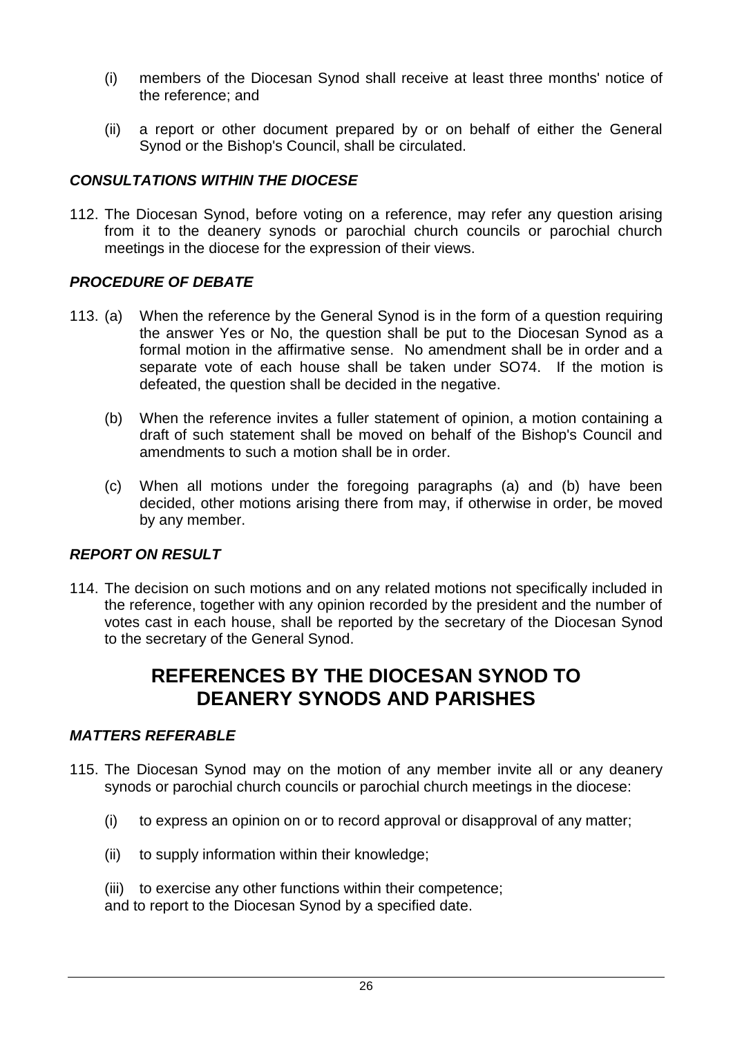(i) members of the Diocesan Synod shall receive at least three months' notice of the reference; and

(ii) a report or other document prepared by or on behalf of either the General Synod or the Bishop's Council, shall be circulated.

### *CONSULTATIONS WITHIN THE DIOCESE*

112. The Diocesan Synod, before voting on a reference, may refer any question arising from it to the deanery synods or parochial church councils or parochial church meetings in the diocese for the expression of their views.

### *PROCEDURE OF DEBATE*

113. (a) When the reference by the General Synod is in the form of a question requiring the answer Yes or No, the question shall be put to the Diocesan Synod as a formal motion in the affirmative sense. No amendment shall be in order and a separate vote of each house shall be taken under SO74. If the motion is defeated, the question shall be decided in the negative.

(b) When the reference invites a fuller statement of opinion, a motion containing a draft of such statement shall be moved on behalf of the Bishop's Council and amendments to such a motion shall be in order.

(c) When all motions under the foregoing paragraphs (a) and (b) have been decided, other motions arising there from may, if otherwise in order, be moved by any member.

### *REPORT ON RESULT*

114. The decision on such motions and on any related motions not specifically included in the reference, together with any opinion recorded by the president and the number of votes cast in each house, shall be reported by the secretary of the Diocesan Synod to the secretary of the General Synod.

## REFERENCES BY THE DIOCESAN SYNOD TO DEANERY SYNODS AND PARISHES

### *MATTERS REFERABLE*

115. The Diocesan Synod may on the motion of any member invite all or any deanery synods or parochial church councils or parochial church meetings in the diocese:

(i) to express an opinion on or to record approval or disapproval of any matter;

(ii) to supply information within their knowledge;

(iii) to exercise any other functions within their competence;

and to report to the Diocesan Synod by a specified date.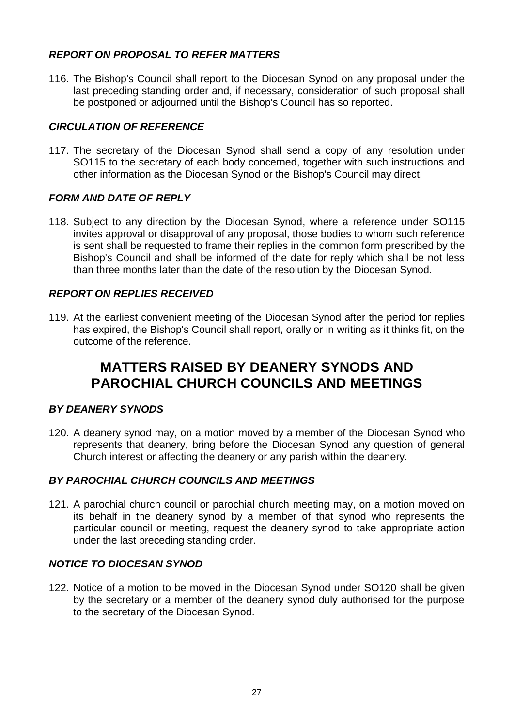### *REPORT ON PROPOSAL TO REFER MATTERS*

116. The Bishop's Council shall report to the Diocesan Synod on any proposal under the last preceding standing order and, if necessary, consideration of such proposal shall be postponed or adjourned until the Bishop's Council has so reported.

### *CIRCULATION OF REFERENCE*

117. The secretary of the Diocesan Synod shall send a copy of any resolution under SO115 to the secretary of each body concerned, together with such instructions and other information as the Diocesan Synod or the Bishop's Council may direct.

### *FORM AND DATE OF REPLY*

118. Subject to any direction by the Diocesan Synod, where a reference under SO115 invites approval or disapproval of any proposal, those bodies to whom such reference is sent shall be requested to frame their replies in the common form prescribed by the Bishop's Council and shall be informed of the date for reply which shall be not less than three months later than the date of the resolution by the Diocesan Synod.

### *REPORT ON REPLIES RECEIVED*

119. At the earliest convenient meeting of the Diocesan Synod after the period for replies has expired, the Bishop's Council shall report, orally or in writing as it thinks fit, on the outcome of the reference.

## MATTERS RAISED BY DEANERY SYNODS AND PAROCHIAL CHURCH COUNCILS AND MEETINGS

### *BY DEANERY SYNODS*

120. A deanery synod may, on a motion moved by a member of the Diocesan Synod who represents that deanery, bring before the Diocesan Synod any question of general Church interest or affecting the deanery or any parish within the deanery.

### *BY PAROCHIAL CHURCH COUNCILS AND MEETINGS*

121. A parochial church council or parochial church meeting may, on a motion moved on its behalf in the deanery synod by a member of that synod who represents the particular council or meeting, request the deanery synod to take appropriate action under the last preceding standing order.

### *NOTICE TO DIOCESAN SYNOD*

122. Notice of a motion to be moved in the Diocesan Synod under SO120 shall be given by the secretary or a member of the deanery synod duly authorised for the purpose to the secretary of the Diocesan Synod.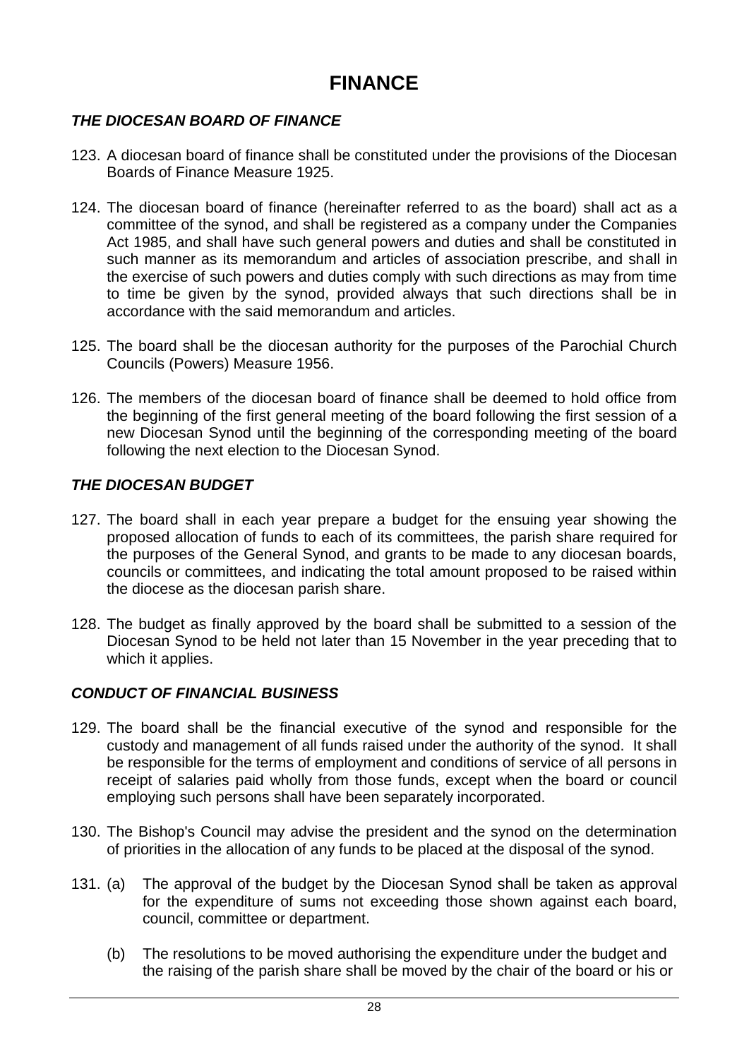# FINANCE

### *THE DIOCESAN BOARD OF FINANCE*

123. A diocesan board of finance shall be constituted under the provisions of the Diocesan Boards of Finance Measure 1925.

124. The diocesan board of finance (hereinafter referred to as the board) shall act as a committee of the synod, and shall be registered as a company under the Companies Act 1985, and shall have such general powers and duties and shall be constituted in such manner as its memorandum and articles of association prescribe, and shall in the exercise of such powers and duties comply with such directions as may from time to time be given by the synod, provided always that such directions shall be in accordance with the said memorandum and articles.

125. The board shall be the diocesan authority for the purposes of the Parochial Church Councils (Powers) Measure 1956.

126. The members of the diocesan board of finance shall be deemed to hold office from the beginning of the first general meeting of the board following the first session of a new Diocesan Synod until the beginning of the corresponding meeting of the board following the next election to the Diocesan Synod.

### *THE DIOCESAN BUDGET*

127. The board shall in each year prepare a budget for the ensuing year showing the proposed allocation of funds to each of its committees, the parish share required for the purposes of the General Synod, and grants to be made to any diocesan boards, councils or committees, and indicating the total amount proposed to be raised within the diocese as the diocesan parish share.

128. The budget as finally approved by the board shall be submitted to a session of the Diocesan Synod to be held not later than 15 November in the year preceding that to which it applies.

### *CONDUCT OF FINANCIAL BUSINESS*

129. The board shall be the financial executive of the synod and responsible for the custody and management of all funds raised under the authority of the synod. It shall be responsible for the terms of employment and conditions of service of all persons in receipt of salaries paid wholly from those funds, except when the board or council employing such persons shall have been separately incorporated.

130. The Bishop's Council may advise the president and the synod on the determination of priorities in the allocation of any funds to be placed at the disposal of the synod.

131. (a) The approval of the budget by the Diocesan Synod shall be taken as approval for the expenditure of sums not exceeding those shown against each board, council, committee or department.

     (b) The resolutions to be moved authorising the expenditure under the budget and the raising of the parish share shall be moved by the chair of the board or his or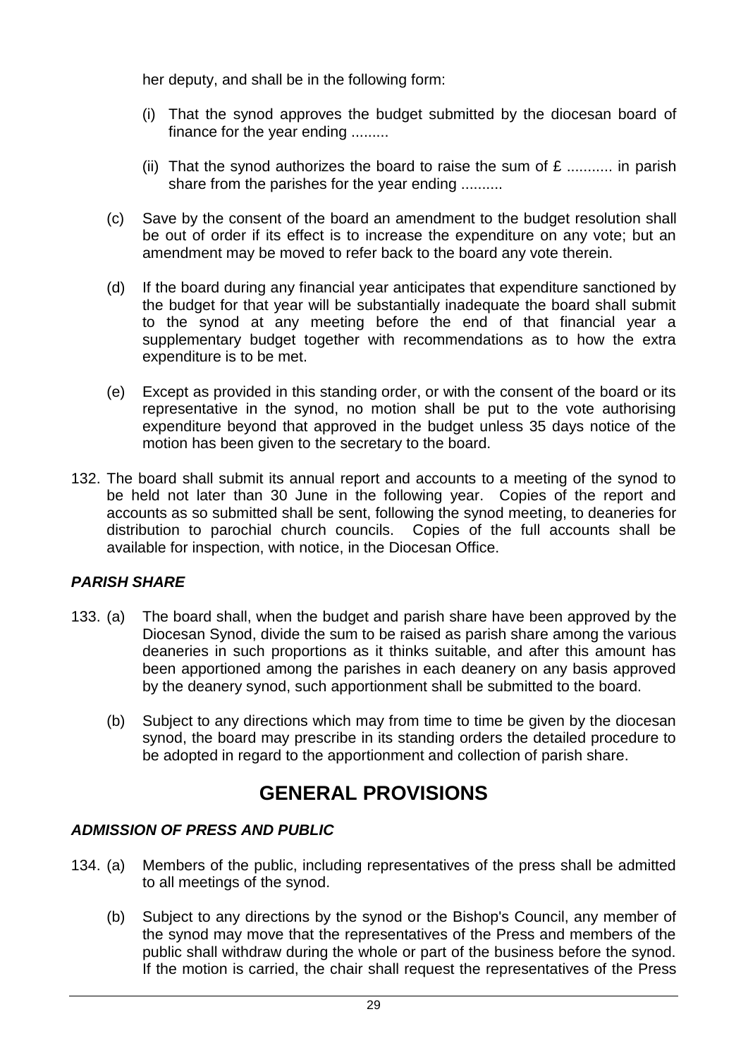her deputy, and shall be in the following form:

(i) That the synod approves the budget submitted by the diocesan board of finance for the year ending .........

(ii) That the synod authorizes the board to raise the sum of £ ........... in parish share from the parishes for the year ending ..........

(c) Save by the consent of the board an amendment to the budget resolution shall be out of order if its effect is to increase the expenditure on any vote; but an amendment may be moved to refer back to the board any vote therein.

(d) If the board during any financial year anticipates that expenditure sanctioned by the budget for that year will be substantially inadequate the board shall submit to the synod at any meeting before the end of that financial year a supplementary budget together with recommendations as to how the extra expenditure is to be met.

(e) Except as provided in this standing order, or with the consent of the board or its representative in the synod, no motion shall be put to the vote authorising expenditure beyond that approved in the budget unless 35 days notice of the motion has been given to the secretary to the board.

132. The board shall submit its annual report and accounts to a meeting of the synod to be held not later than 30 June in the following year. Copies of the report and accounts as so submitted shall be sent, following the synod meeting, to deaneries for distribution to parochial church councils. Copies of the full accounts shall be available for inspection, with notice, in the Diocesan Office.

### *PARISH SHARE*

133. (a) The board shall, when the budget and parish share have been approved by the Diocesan Synod, divide the sum to be raised as parish share among the various deaneries in such proportions as it thinks suitable, and after this amount has been apportioned among the parishes in each deanery on any basis approved by the deanery synod, such apportionment shall be submitted to the board.

(b) Subject to any directions which may from time to time be given by the diocesan synod, the board may prescribe in its standing orders the detailed procedure to be adopted in regard to the apportionment and collection of parish share.

## GENERAL PROVISIONS

### *ADMISSION OF PRESS AND PUBLIC*

134. (a) Members of the public, including representatives of the press shall be admitted to all meetings of the synod.

(b) Subject to any directions by the synod or the Bishop's Council, any member of the synod may move that the representatives of the Press and members of the public shall withdraw during the whole or part of the business before the synod. If the motion is carried, the chair shall request the representatives of the Press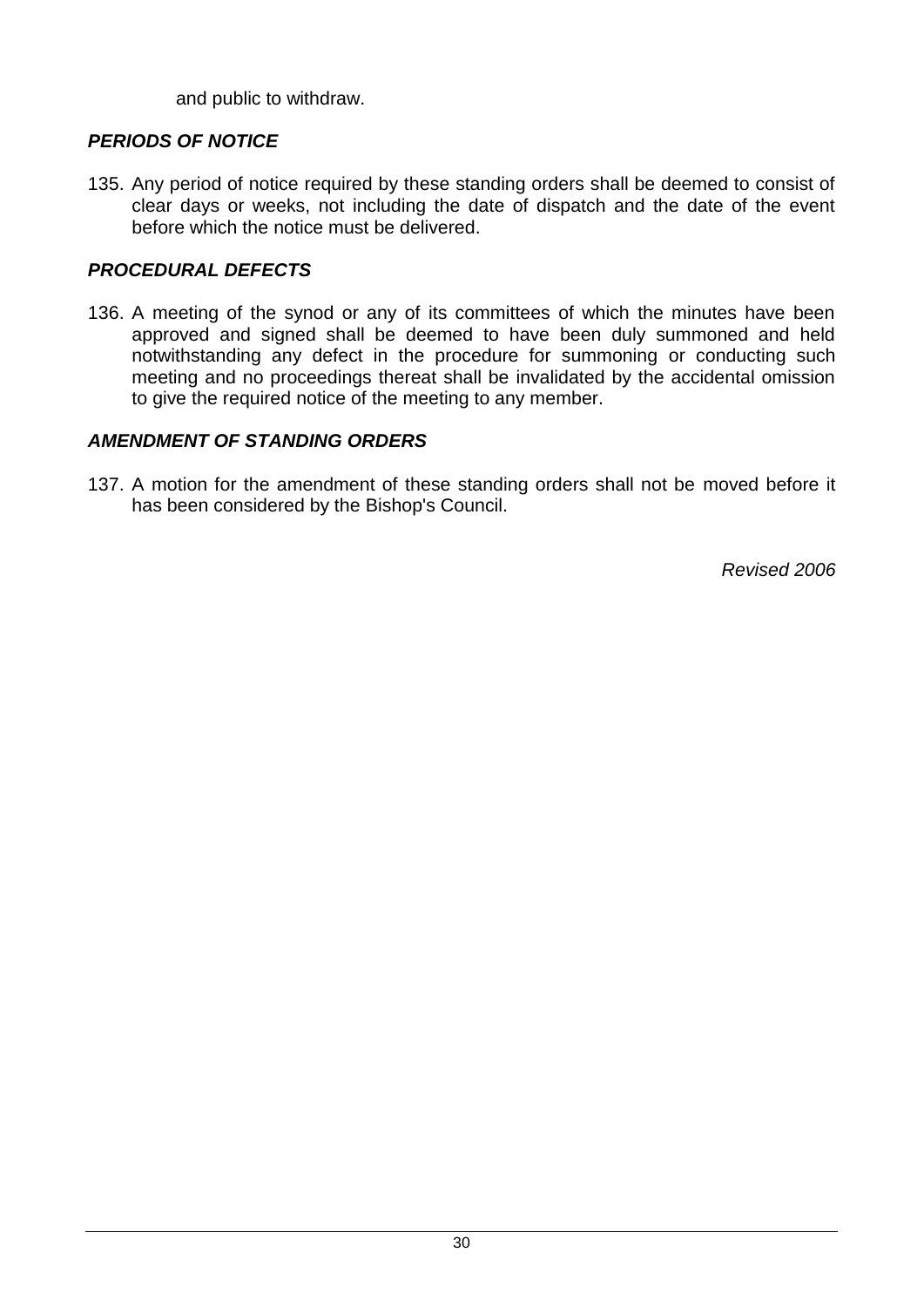and public to withdraw.

***PERIODS OF NOTICE***

135. Any period of notice required by these standing orders shall be deemed to consist of clear days or weeks, not including the date of dispatch and the date of the event before which the notice must be delivered.

***PROCEDURAL DEFECTS***

136. A meeting of the synod or any of its committees of which the minutes have been approved and signed shall be deemed to have been duly summoned and held notwithstanding any defect in the procedure for summoning or conducting such meeting and no proceedings thereat shall be invalidated by the accidental omission to give the required notice of the meeting to any member.

***AMENDMENT OF STANDING ORDERS***

137. A motion for the amendment of these standing orders shall not be moved before it has been considered by the Bishop's Council.

*Revised 2006*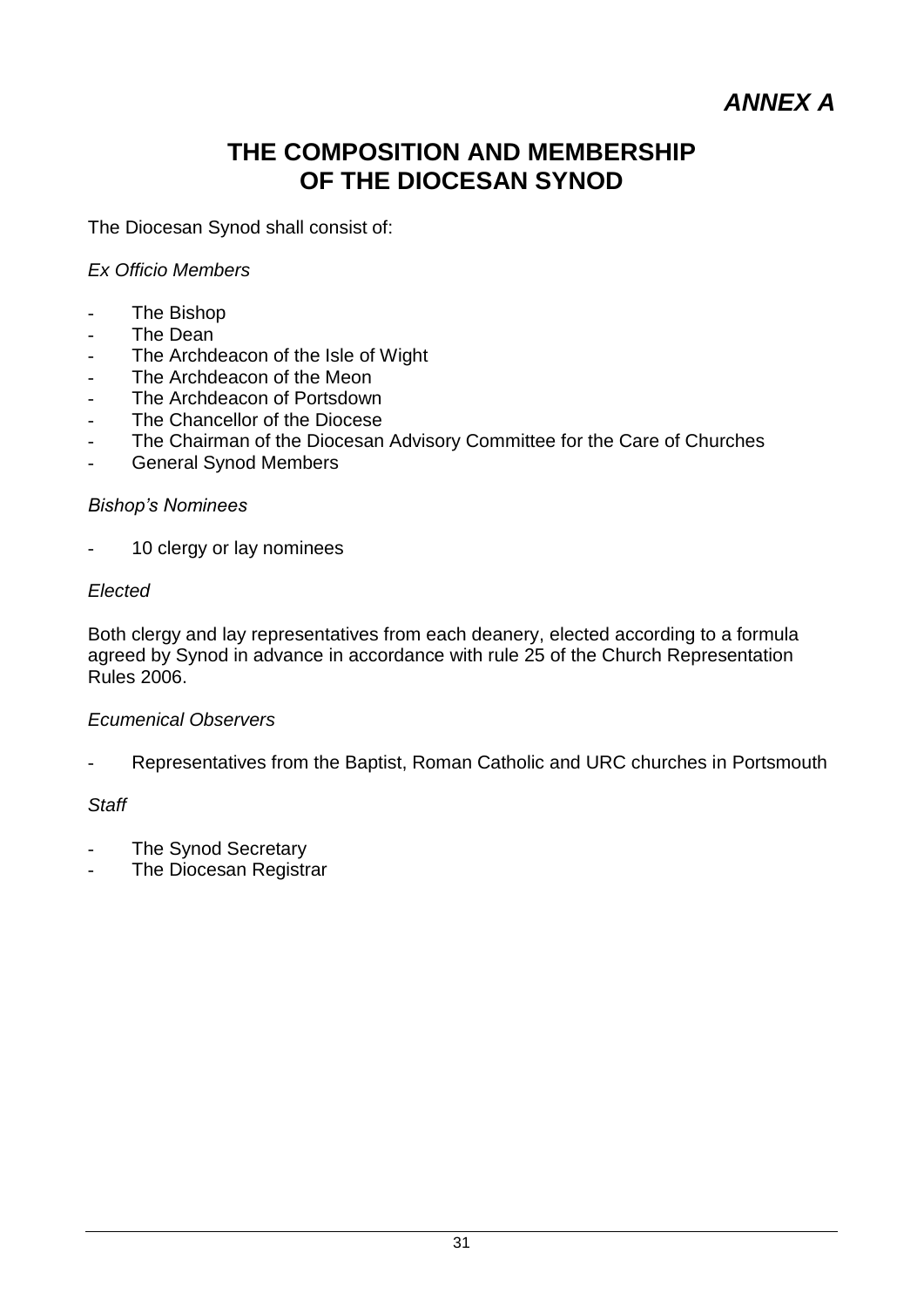***ANNEX A***

# THE COMPOSITION AND MEMBERSHIP OF THE DIOCESAN SYNOD

The Diocesan Synod shall consist of:

*Ex Officio Members*

- The Bishop
- The Dean
- The Archdeacon of the Isle of Wight
- The Archdeacon of the Meon
- The Archdeacon of Portsdown
- The Chancellor of the Diocese
- The Chairman of the Diocesan Advisory Committee for the Care of Churches
- General Synod Members

*Bishop's Nominees*

- 10 clergy or lay nominees

*Elected*

Both clergy and lay representatives from each deanery, elected according to a formula agreed by Synod in advance in accordance with rule 25 of the Church Representation Rules 2006.

*Ecumenical Observers*

- Representatives from the Baptist, Roman Catholic and URC churches in Portsmouth

*Staff*

- The Synod Secretary
- The Diocesan Registrar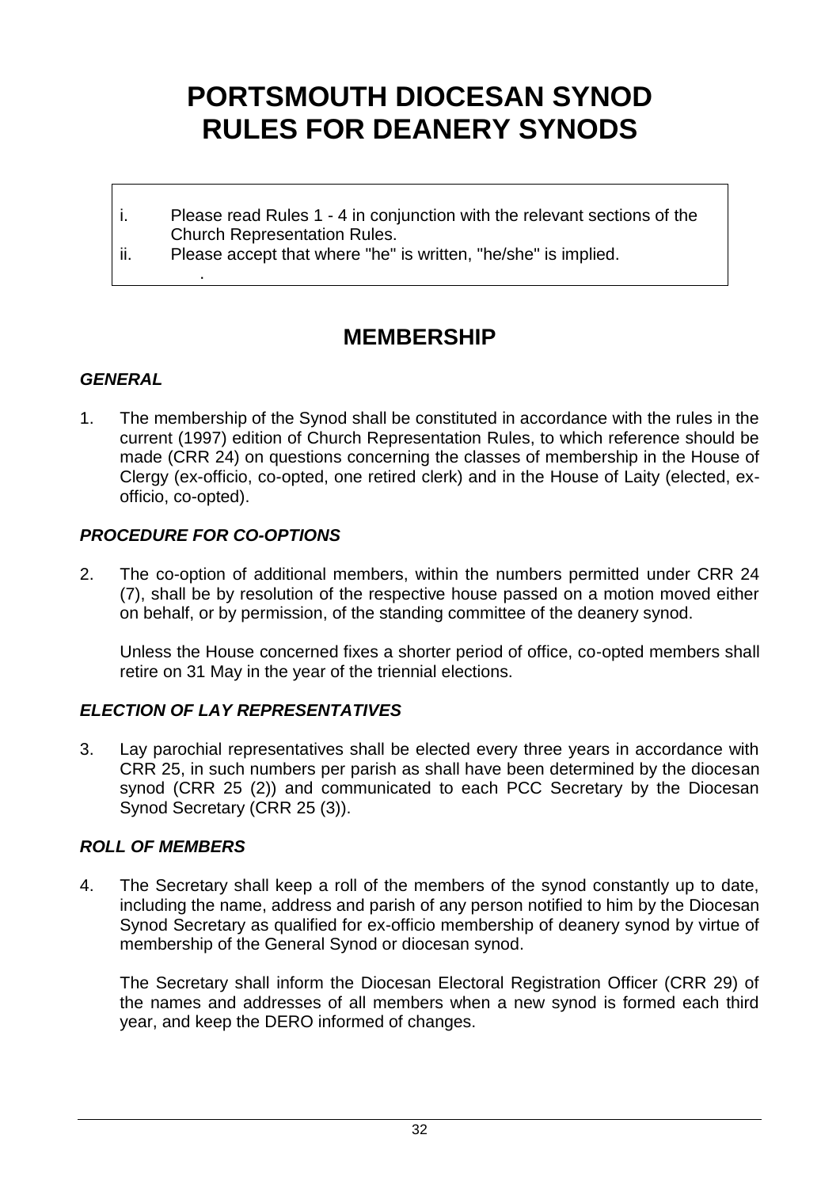# PORTSMOUTH DIOCESAN SYNOD RULES FOR DEANERY SYNODS

i. Please read Rules 1 - 4 in conjunction with the relevant sections of the Church Representation Rules.
ii. Please accept that where "he" is written, "he/she" is implied.

## MEMBERSHIP

### *GENERAL*

1. The membership of the Synod shall be constituted in accordance with the rules in the current (1997) edition of Church Representation Rules, to which reference should be made (CRR 24) on questions concerning the classes of membership in the House of Clergy (ex-officio, co-opted, one retired clerk) and in the House of Laity (elected, ex-officio, co-opted).

### *PROCEDURE FOR CO-OPTIONS*

2. The co-option of additional members, within the numbers permitted under CRR 24 (7), shall be by resolution of the respective house passed on a motion moved either on behalf, or by permission, of the standing committee of the deanery synod.

   Unless the House concerned fixes a shorter period of office, co-opted members shall retire on 31 May in the year of the triennial elections.

### *ELECTION OF LAY REPRESENTATIVES*

3. Lay parochial representatives shall be elected every three years in accordance with CRR 25, in such numbers per parish as shall have been determined by the diocesan synod (CRR 25 (2)) and communicated to each PCC Secretary by the Diocesan Synod Secretary (CRR 25 (3)).

### *ROLL OF MEMBERS*

4. The Secretary shall keep a roll of the members of the synod constantly up to date, including the name, address and parish of any person notified to him by the Diocesan Synod Secretary as qualified for ex-officio membership of deanery synod by virtue of membership of the General Synod or diocesan synod.

   The Secretary shall inform the Diocesan Electoral Registration Officer (CRR 29) of the names and addresses of all members when a new synod is formed each third year, and keep the DERO informed of changes.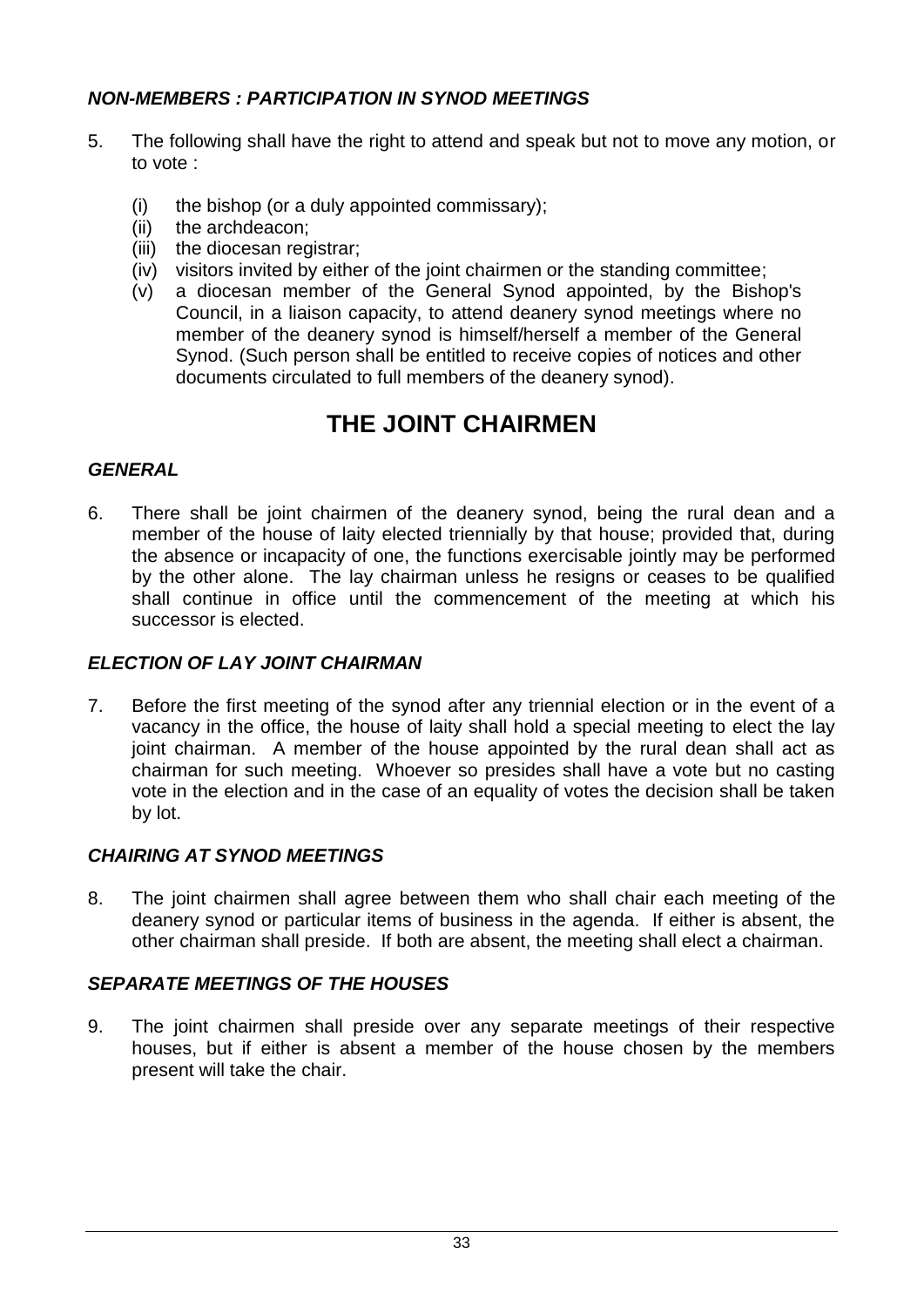### *NON-MEMBERS : PARTICIPATION IN SYNOD MEETINGS*

5. The following shall have the right to attend and speak but not to move any motion, or to vote :

   (i) the bishop (or a duly appointed commissary);
   (ii) the archdeacon;
   (iii) the diocesan registrar;
   (iv) visitors invited by either of the joint chairmen or the standing committee;
   (v) a diocesan member of the General Synod appointed, by the Bishop's Council, in a liaison capacity, to attend deanery synod meetings where no member of the deanery synod is himself/herself a member of the General Synod. (Such person shall be entitled to receive copies of notices and other documents circulated to full members of the deanery synod).

## THE JOINT CHAIRMEN

### *GENERAL*

6. There shall be joint chairmen of the deanery synod, being the rural dean and a member of the house of laity elected triennially by that house; provided that, during the absence or incapacity of one, the functions exercisable jointly may be performed by the other alone. The lay chairman unless he resigns or ceases to be qualified shall continue in office until the commencement of the meeting at which his successor is elected.

### *ELECTION OF LAY JOINT CHAIRMAN*

7. Before the first meeting of the synod after any triennial election or in the event of a vacancy in the office, the house of laity shall hold a special meeting to elect the lay joint chairman. A member of the house appointed by the rural dean shall act as chairman for such meeting. Whoever so presides shall have a vote but no casting vote in the election and in the case of an equality of votes the decision shall be taken by lot.

### *CHAIRING AT SYNOD MEETINGS*

8. The joint chairmen shall agree between them who shall chair each meeting of the deanery synod or particular items of business in the agenda. If either is absent, the other chairman shall preside. If both are absent, the meeting shall elect a chairman.

### *SEPARATE MEETINGS OF THE HOUSES*

9. The joint chairmen shall preside over any separate meetings of their respective houses, but if either is absent a member of the house chosen by the members present will take the chair.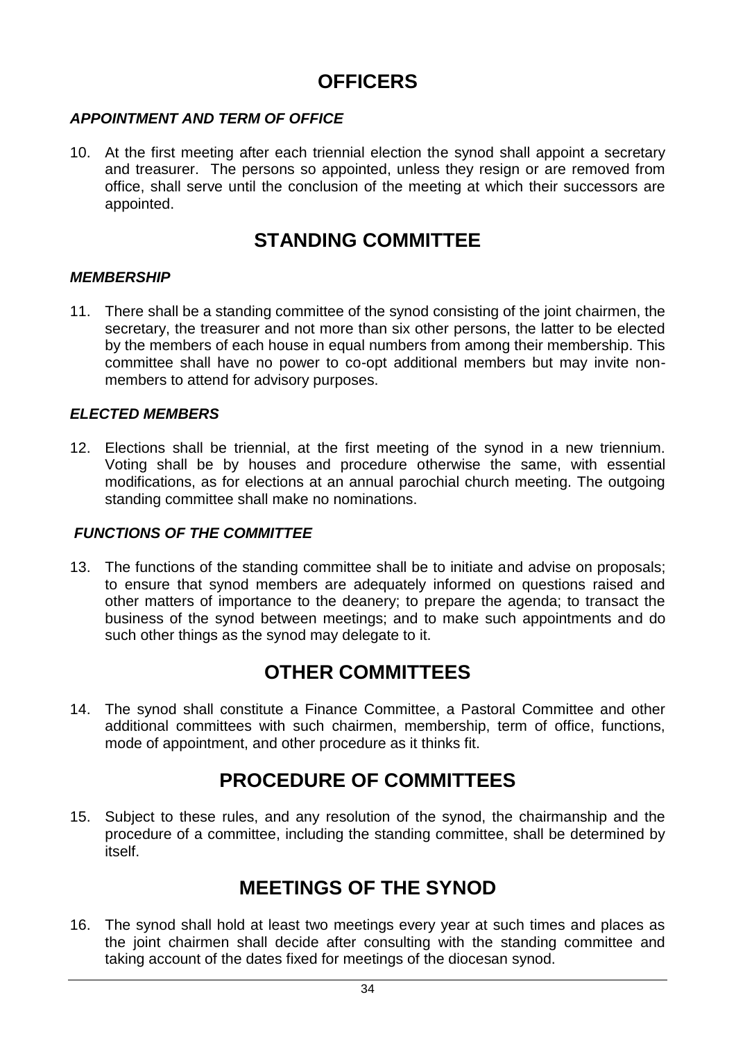## OFFICERS

### *APPOINTMENT AND TERM OF OFFICE*

10. At the first meeting after each triennial election the synod shall appoint a secretary and treasurer. The persons so appointed, unless they resign or are removed from office, shall serve until the conclusion of the meeting at which their successors are appointed.

## STANDING COMMITTEE

### *MEMBERSHIP*

11. There shall be a standing committee of the synod consisting of the joint chairmen, the secretary, the treasurer and not more than six other persons, the latter to be elected by the members of each house in equal numbers from among their membership. This committee shall have no power to co-opt additional members but may invite non-members to attend for advisory purposes.

### *ELECTED MEMBERS*

12. Elections shall be triennial, at the first meeting of the synod in a new triennium. Voting shall be by houses and procedure otherwise the same, with essential modifications, as for elections at an annual parochial church meeting. The outgoing standing committee shall make no nominations.

### *FUNCTIONS OF THE COMMITTEE*

13. The functions of the standing committee shall be to initiate and advise on proposals; to ensure that synod members are adequately informed on questions raised and other matters of importance to the deanery; to prepare the agenda; to transact the business of the synod between meetings; and to make such appointments and do such other things as the synod may delegate to it.

## OTHER COMMITTEES

14. The synod shall constitute a Finance Committee, a Pastoral Committee and other additional committees with such chairmen, membership, term of office, functions, mode of appointment, and other procedure as it thinks fit.

## PROCEDURE OF COMMITTEES

15. Subject to these rules, and any resolution of the synod, the chairmanship and the procedure of a committee, including the standing committee, shall be determined by itself.

## MEETINGS OF THE SYNOD

16. The synod shall hold at least two meetings every year at such times and places as the joint chairmen shall decide after consulting with the standing committee and taking account of the dates fixed for meetings of the diocesan synod.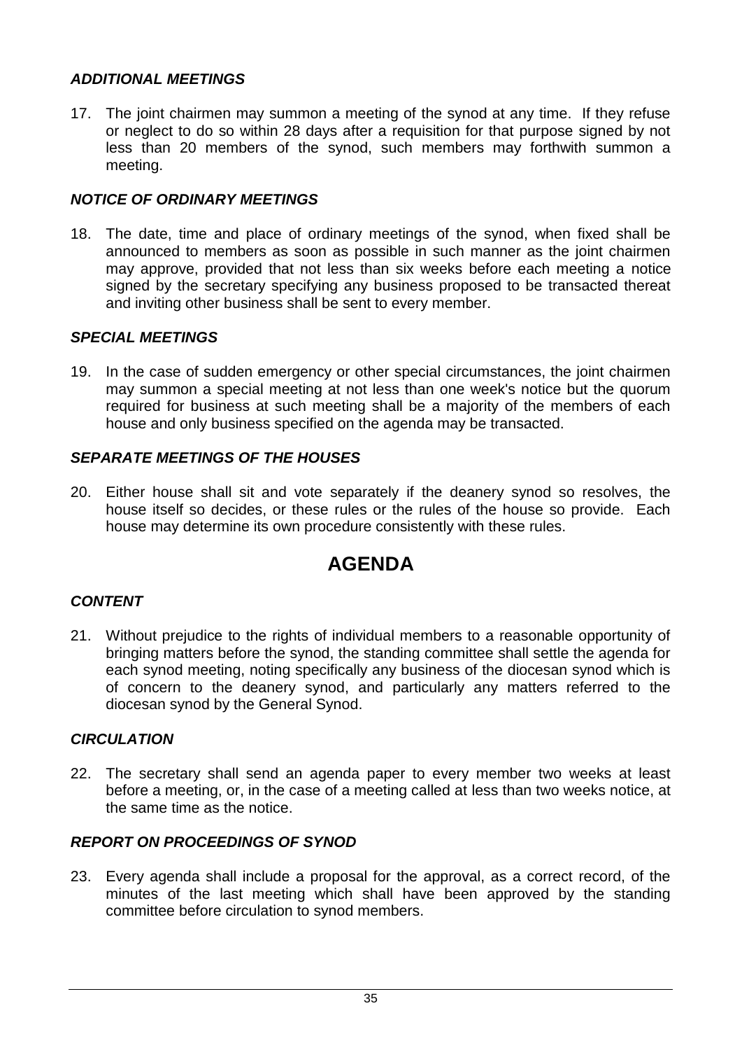### *ADDITIONAL MEETINGS*

17. The joint chairmen may summon a meeting of the synod at any time. If they refuse or neglect to do so within 28 days after a requisition for that purpose signed by not less than 20 members of the synod, such members may forthwith summon a meeting.

### *NOTICE OF ORDINARY MEETINGS*

18. The date, time and place of ordinary meetings of the synod, when fixed shall be announced to members as soon as possible in such manner as the joint chairmen may approve, provided that not less than six weeks before each meeting a notice signed by the secretary specifying any business proposed to be transacted thereat and inviting other business shall be sent to every member.

### *SPECIAL MEETINGS*

19. In the case of sudden emergency or other special circumstances, the joint chairmen may summon a special meeting at not less than one week's notice but the quorum required for business at such meeting shall be a majority of the members of each house and only business specified on the agenda may be transacted.

### *SEPARATE MEETINGS OF THE HOUSES*

20. Either house shall sit and vote separately if the deanery synod so resolves, the house itself so decides, or these rules or the rules of the house so provide. Each house may determine its own procedure consistently with these rules.

## AGENDA

### *CONTENT*

21. Without prejudice to the rights of individual members to a reasonable opportunity of bringing matters before the synod, the standing committee shall settle the agenda for each synod meeting, noting specifically any business of the diocesan synod which is of concern to the deanery synod, and particularly any matters referred to the diocesan synod by the General Synod.

### *CIRCULATION*

22. The secretary shall send an agenda paper to every member two weeks at least before a meeting, or, in the case of a meeting called at less than two weeks notice, at the same time as the notice.

### *REPORT ON PROCEEDINGS OF SYNOD*

23. Every agenda shall include a proposal for the approval, as a correct record, of the minutes of the last meeting which shall have been approved by the standing committee before circulation to synod members.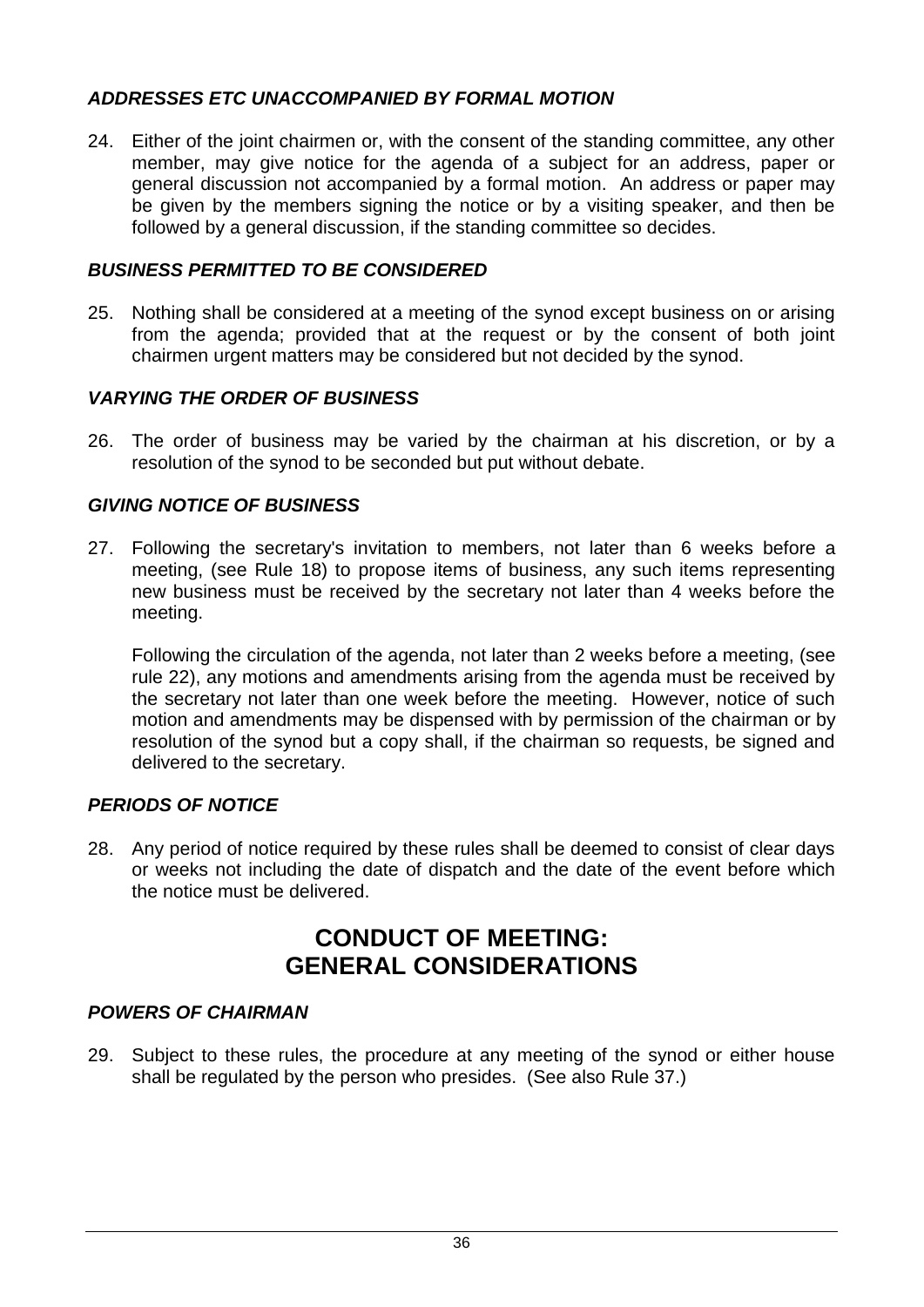### *ADDRESSES ETC UNACCOMPANIED BY FORMAL MOTION*

24. Either of the joint chairmen or, with the consent of the standing committee, any other member, may give notice for the agenda of a subject for an address, paper or general discussion not accompanied by a formal motion. An address or paper may be given by the members signing the notice or by a visiting speaker, and then be followed by a general discussion, if the standing committee so decides.

### *BUSINESS PERMITTED TO BE CONSIDERED*

25. Nothing shall be considered at a meeting of the synod except business on or arising from the agenda; provided that at the request or by the consent of both joint chairmen urgent matters may be considered but not decided by the synod.

### *VARYING THE ORDER OF BUSINESS*

26. The order of business may be varied by the chairman at his discretion, or by a resolution of the synod to be seconded but put without debate.

### *GIVING NOTICE OF BUSINESS*

27. Following the secretary's invitation to members, not later than 6 weeks before a meeting, (see Rule 18) to propose items of business, any such items representing new business must be received by the secretary not later than 4 weeks before the meeting.

    Following the circulation of the agenda, not later than 2 weeks before a meeting, (see rule 22), any motions and amendments arising from the agenda must be received by the secretary not later than one week before the meeting. However, notice of such motion and amendments may be dispensed with by permission of the chairman or by resolution of the synod but a copy shall, if the chairman so requests, be signed and delivered to the secretary.

### *PERIODS OF NOTICE*

28. Any period of notice required by these rules shall be deemed to consist of clear days or weeks not including the date of dispatch and the date of the event before which the notice must be delivered.

## CONDUCT OF MEETING: GENERAL CONSIDERATIONS

### *POWERS OF CHAIRMAN*

29. Subject to these rules, the procedure at any meeting of the synod or either house shall be regulated by the person who presides. (See also Rule 37.)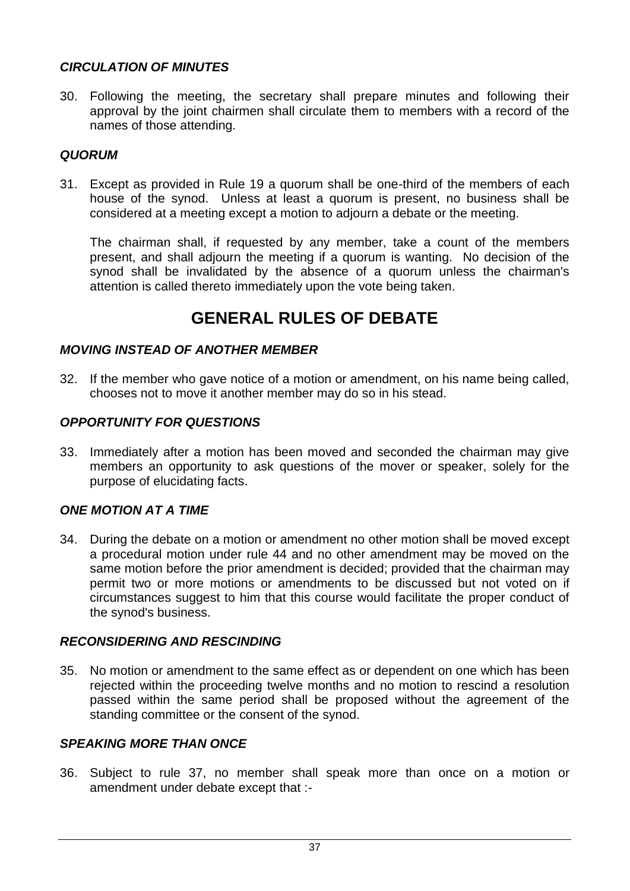### *CIRCULATION OF MINUTES*

30. Following the meeting, the secretary shall prepare minutes and following their approval by the joint chairmen shall circulate them to members with a record of the names of those attending.

### *QUORUM*

31. Except as provided in Rule 19 a quorum shall be one-third of the members of each house of the synod. Unless at least a quorum is present, no business shall be considered at a meeting except a motion to adjourn a debate or the meeting.

    The chairman shall, if requested by any member, take a count of the members present, and shall adjourn the meeting if a quorum is wanting. No decision of the synod shall be invalidated by the absence of a quorum unless the chairman's attention is called thereto immediately upon the vote being taken.

## GENERAL RULES OF DEBATE

### *MOVING INSTEAD OF ANOTHER MEMBER*

32. If the member who gave notice of a motion or amendment, on his name being called, chooses not to move it another member may do so in his stead.

### *OPPORTUNITY FOR QUESTIONS*

33. Immediately after a motion has been moved and seconded the chairman may give members an opportunity to ask questions of the mover or speaker, solely for the purpose of elucidating facts.

### *ONE MOTION AT A TIME*

34. During the debate on a motion or amendment no other motion shall be moved except a procedural motion under rule 44 and no other amendment may be moved on the same motion before the prior amendment is decided; provided that the chairman may permit two or more motions or amendments to be discussed but not voted on if circumstances suggest to him that this course would facilitate the proper conduct of the synod's business.

### *RECONSIDERING AND RESCINDING*

35. No motion or amendment to the same effect as or dependent on one which has been rejected within the proceeding twelve months and no motion to rescind a resolution passed within the same period shall be proposed without the agreement of the standing committee or the consent of the synod.

### *SPEAKING MORE THAN ONCE*

36. Subject to rule 37, no member shall speak more than once on a motion or amendment under debate except that :-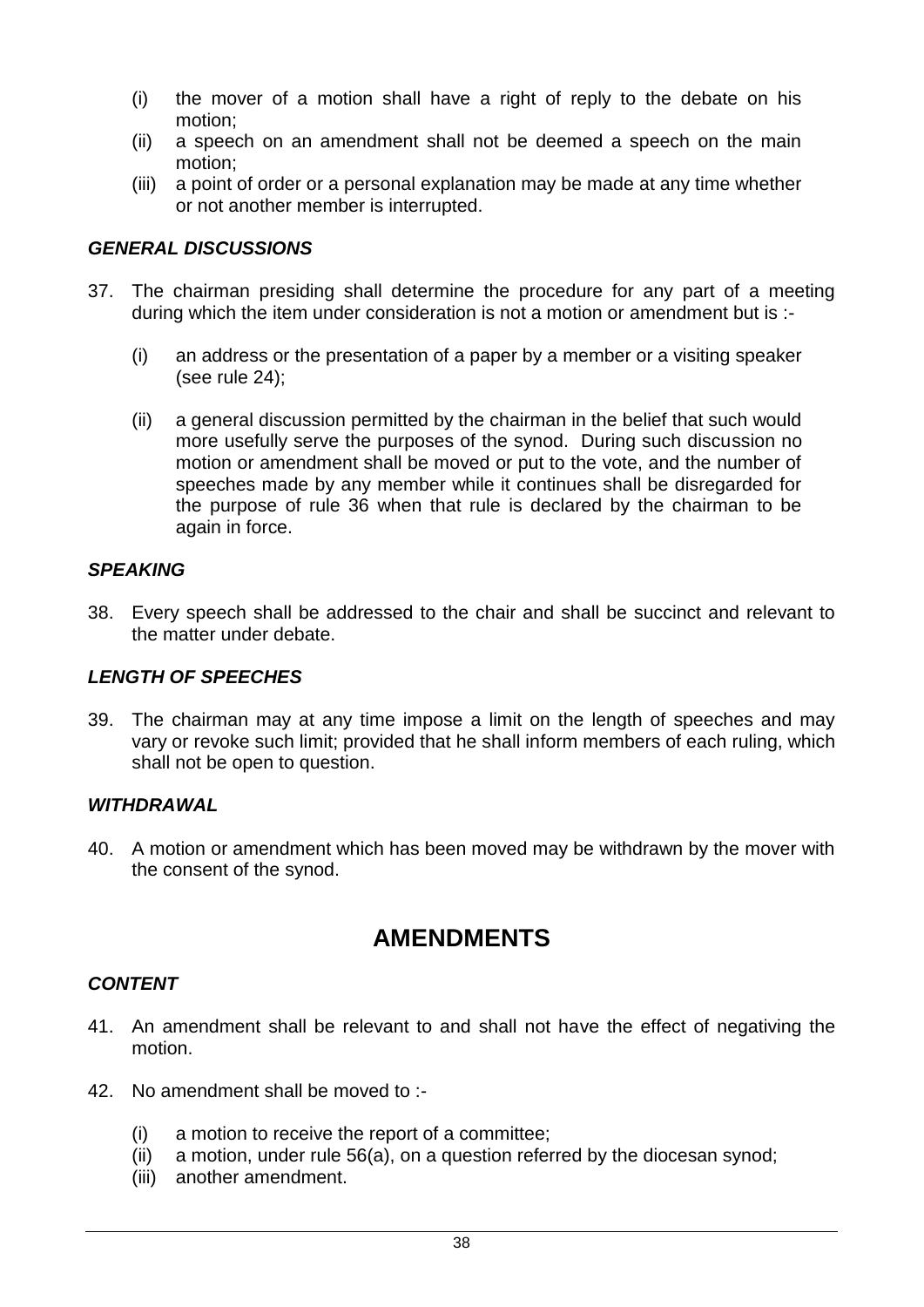(i) the mover of a motion shall have a right of reply to the debate on his motion;
(ii) a speech on an amendment shall not be deemed a speech on the main motion;
(iii) a point of order or a personal explanation may be made at any time whether or not another member is interrupted.

### *GENERAL DISCUSSIONS*

37. The chairman presiding shall determine the procedure for any part of a meeting during which the item under consideration is not a motion or amendment but is :-

    (i) an address or the presentation of a paper by a member or a visiting speaker (see rule 24);

    (ii) a general discussion permitted by the chairman in the belief that such would more usefully serve the purposes of the synod. During such discussion no motion or amendment shall be moved or put to the vote, and the number of speeches made by any member while it continues shall be disregarded for the purpose of rule 36 when that rule is declared by the chairman to be again in force.

### *SPEAKING*

38. Every speech shall be addressed to the chair and shall be succinct and relevant to the matter under debate.

### *LENGTH OF SPEECHES*

39. The chairman may at any time impose a limit on the length of speeches and may vary or revoke such limit; provided that he shall inform members of each ruling, which shall not be open to question.

### *WITHDRAWAL*

40. A motion or amendment which has been moved may be withdrawn by the mover with the consent of the synod.

## AMENDMENTS

### *CONTENT*

41. An amendment shall be relevant to and shall not have the effect of negativing the motion.

42. No amendment shall be moved to :-

    (i) a motion to receive the report of a committee;
    (ii) a motion, under rule 56(a), on a question referred by the diocesan synod;
    (iii) another amendment.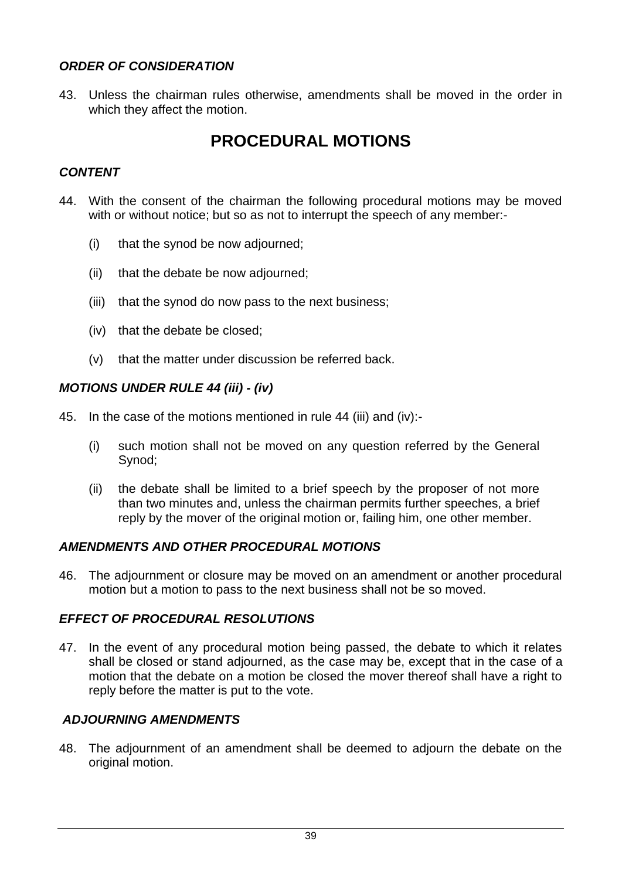### *ORDER OF CONSIDERATION*

43. Unless the chairman rules otherwise, amendments shall be moved in the order in which they affect the motion.

## PROCEDURAL MOTIONS

### *CONTENT*

44. With the consent of the chairman the following procedural motions may be moved with or without notice; but so as not to interrupt the speech of any member:-

    (i) that the synod be now adjourned;

    (ii) that the debate be now adjourned;

    (iii) that the synod do now pass to the next business;

    (iv) that the debate be closed;

    (v) that the matter under discussion be referred back.

### *MOTIONS UNDER RULE 44 (iii) - (iv)*

45. In the case of the motions mentioned in rule 44 (iii) and (iv):-

    (i) such motion shall not be moved on any question referred by the General Synod;

    (ii) the debate shall be limited to a brief speech by the proposer of not more than two minutes and, unless the chairman permits further speeches, a brief reply by the mover of the original motion or, failing him, one other member.

### *AMENDMENTS AND OTHER PROCEDURAL MOTIONS*

46. The adjournment or closure may be moved on an amendment or another procedural motion but a motion to pass to the next business shall not be so moved.

### *EFFECT OF PROCEDURAL RESOLUTIONS*

47. In the event of any procedural motion being passed, the debate to which it relates shall be closed or stand adjourned, as the case may be, except that in the case of a motion that the debate on a motion be closed the mover thereof shall have a right to reply before the matter is put to the vote.

### *ADJOURNING AMENDMENTS*

48. The adjournment of an amendment shall be deemed to adjourn the debate on the original motion.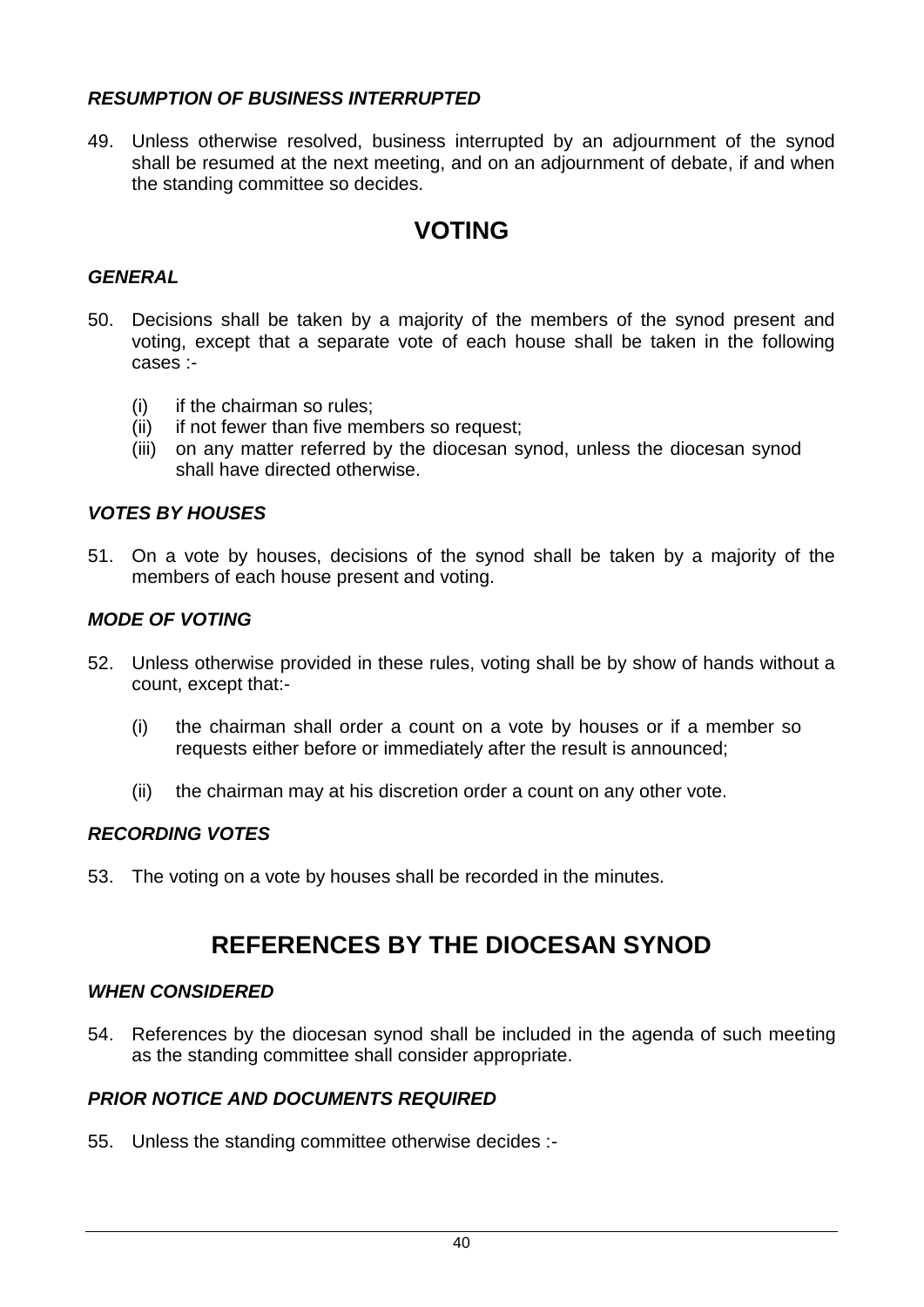### *RESUMPTION OF BUSINESS INTERRUPTED*

49. Unless otherwise resolved, business interrupted by an adjournment of the synod shall be resumed at the next meeting, and on an adjournment of debate, if and when the standing committee so decides.

## VOTING

### *GENERAL*

50. Decisions shall be taken by a majority of the members of the synod present and voting, except that a separate vote of each house shall be taken in the following cases :-

    (i) if the chairman so rules;
    (ii) if not fewer than five members so request;
    (iii) on any matter referred by the diocesan synod, unless the diocesan synod shall have directed otherwise.

### *VOTES BY HOUSES*

51. On a vote by houses, decisions of the synod shall be taken by a majority of the members of each house present and voting.

### *MODE OF VOTING*

52. Unless otherwise provided in these rules, voting shall be by show of hands without a count, except that:-

    (i) the chairman shall order a count on a vote by houses or if a member so requests either before or immediately after the result is announced;

    (ii) the chairman may at his discretion order a count on any other vote.

### *RECORDING VOTES*

53. The voting on a vote by houses shall be recorded in the minutes.

## REFERENCES BY THE DIOCESAN SYNOD

### *WHEN CONSIDERED*

54. References by the diocesan synod shall be included in the agenda of such meeting as the standing committee shall consider appropriate.

### *PRIOR NOTICE AND DOCUMENTS REQUIRED*

55. Unless the standing committee otherwise decides :-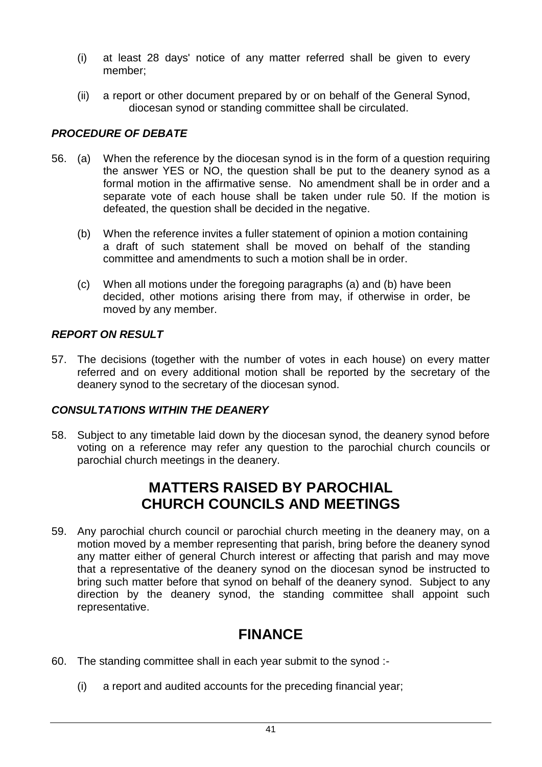(i) at least 28 days' notice of any matter referred shall be given to every member;

(ii) a report or other document prepared by or on behalf of the General Synod, diocesan synod or standing committee shall be circulated.

### *PROCEDURE OF DEBATE*

56. (a) When the reference by the diocesan synod is in the form of a question requiring the answer YES or NO, the question shall be put to the deanery synod as a formal motion in the affirmative sense. No amendment shall be in order and a separate vote of each house shall be taken under rule 50. If the motion is defeated, the question shall be decided in the negative.

    (b) When the reference invites a fuller statement of opinion a motion containing a draft of such statement shall be moved on behalf of the standing committee and amendments to such a motion shall be in order.

    (c) When all motions under the foregoing paragraphs (a) and (b) have been decided, other motions arising there from may, if otherwise in order, be moved by any member.

### *REPORT ON RESULT*

57. The decisions (together with the number of votes in each house) on every matter referred and on every additional motion shall be reported by the secretary of the deanery synod to the secretary of the diocesan synod.

### *CONSULTATIONS WITHIN THE DEANERY*

58. Subject to any timetable laid down by the diocesan synod, the deanery synod before voting on a reference may refer any question to the parochial church councils or parochial church meetings in the deanery.

## MATTERS RAISED BY PAROCHIAL CHURCH COUNCILS AND MEETINGS

59. Any parochial church council or parochial church meeting in the deanery may, on a motion moved by a member representing that parish, bring before the deanery synod any matter either of general Church interest or affecting that parish and may move that a representative of the deanery synod on the diocesan synod be instructed to bring such matter before that synod on behalf of the deanery synod. Subject to any direction by the deanery synod, the standing committee shall appoint such representative.

## FINANCE

60. The standing committee shall in each year submit to the synod :-

    (i) a report and audited accounts for the preceding financial year;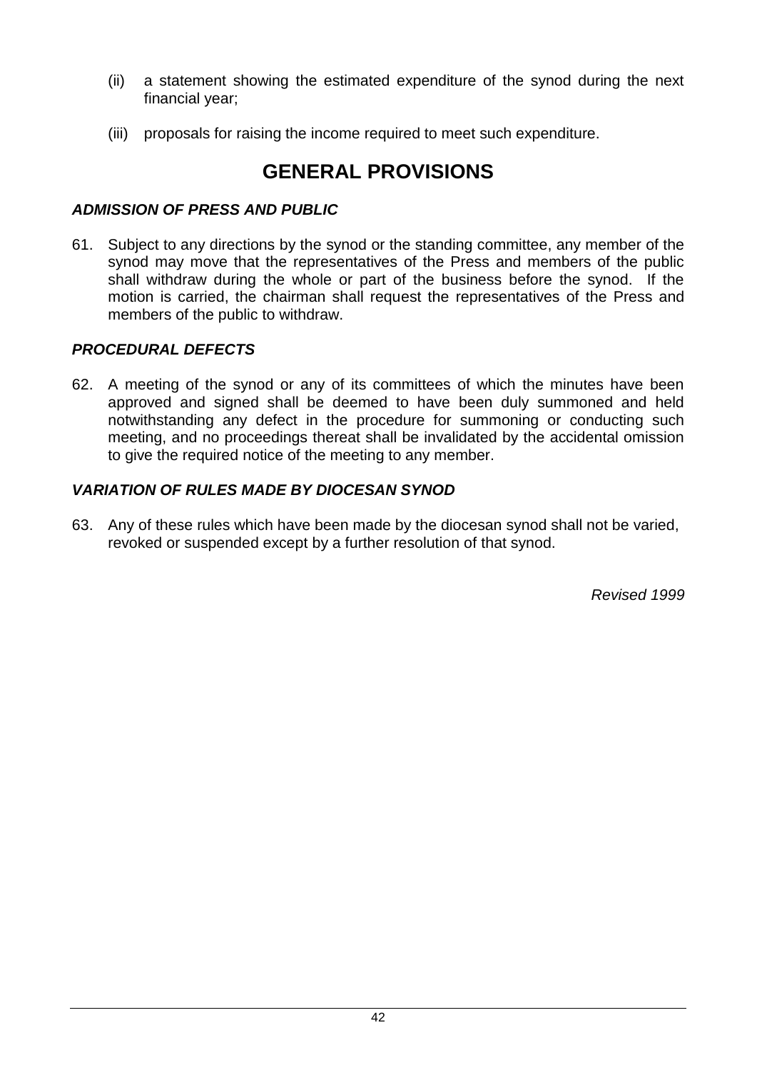(ii) a statement showing the estimated expenditure of the synod during the next financial year;

(iii) proposals for raising the income required to meet such expenditure.

## GENERAL PROVISIONS

### *ADMISSION OF PRESS AND PUBLIC*

61. Subject to any directions by the synod or the standing committee, any member of the synod may move that the representatives of the Press and members of the public shall withdraw during the whole or part of the business before the synod. If the motion is carried, the chairman shall request the representatives of the Press and members of the public to withdraw.

### *PROCEDURAL DEFECTS*

62. A meeting of the synod or any of its committees of which the minutes have been approved and signed shall be deemed to have been duly summoned and held notwithstanding any defect in the procedure for summoning or conducting such meeting, and no proceedings thereat shall be invalidated by the accidental omission to give the required notice of the meeting to any member.

### *VARIATION OF RULES MADE BY DIOCESAN SYNOD*

63. Any of these rules which have been made by the diocesan synod shall not be varied, revoked or suspended except by a further resolution of that synod.

*Revised 1999*